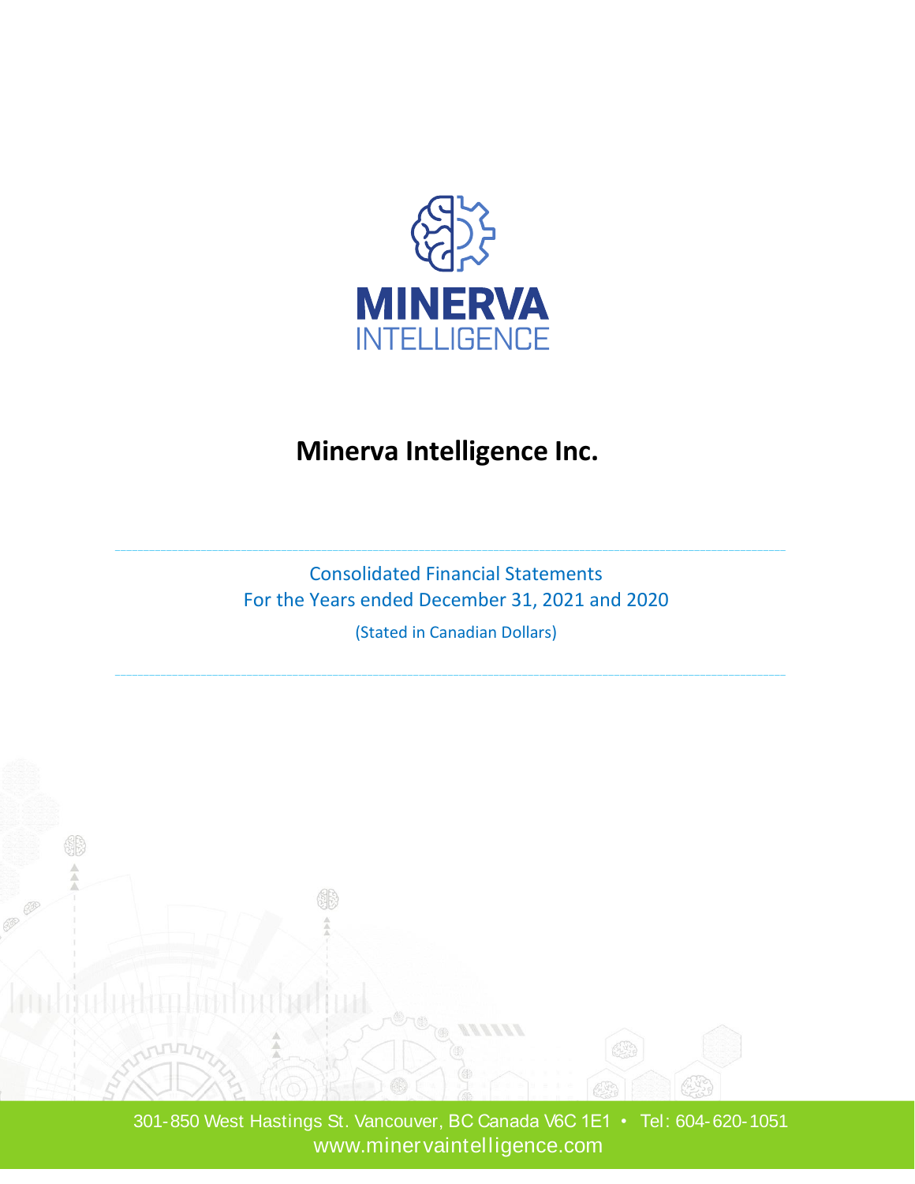MINERVA
INTELLIGENCE

# Minerva Intelligence Inc.

Consolidated Financial Statements
For the Years ended December 31, 2021 and 2020

(Stated in Canadian Dollars)

301-850 West Hastings St. Vancouver, BC Canada V6C 1E1 • Tel: 604-620-1051
www.minervaintelligence.com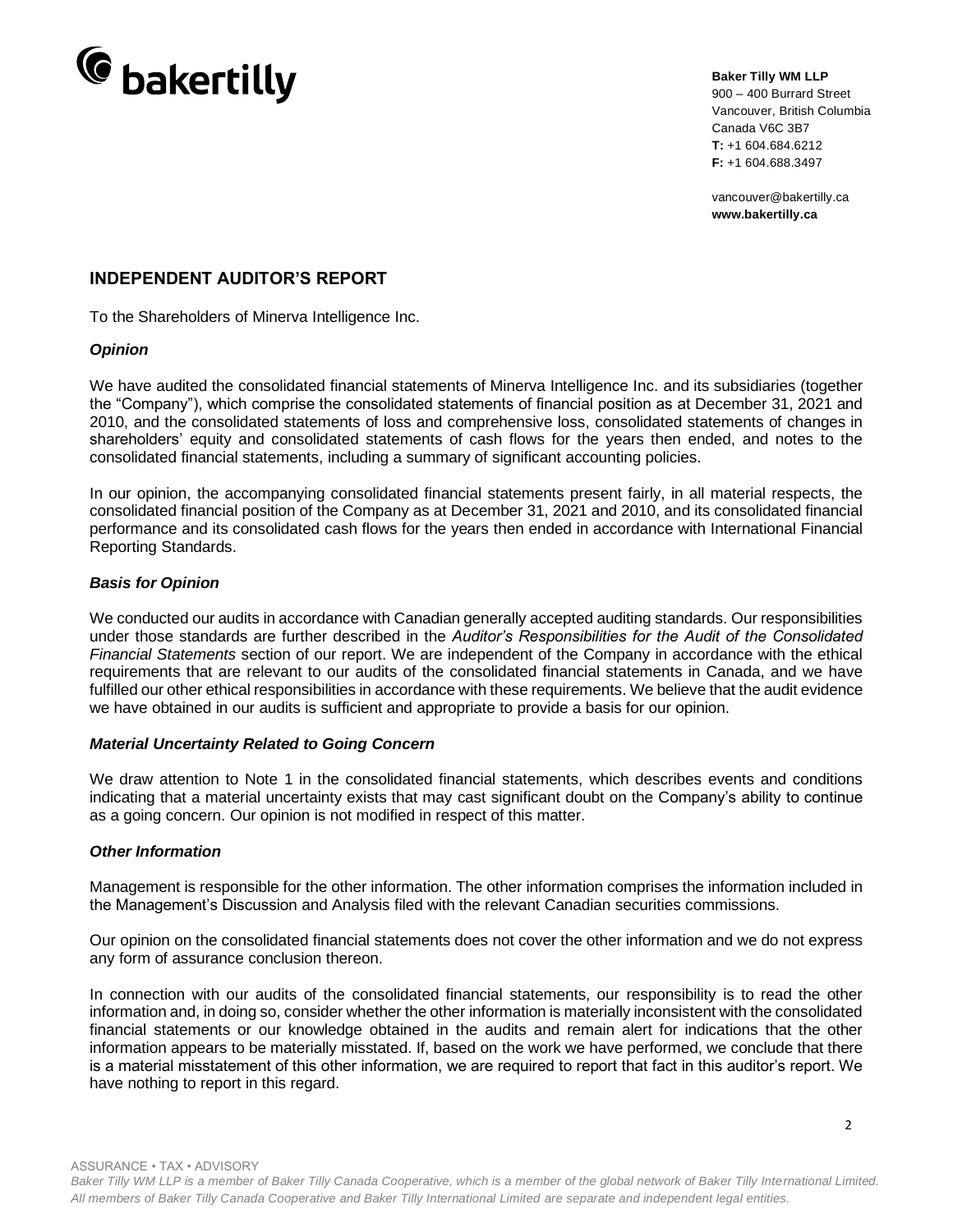**Baker Tilly WM LLP**
900 – 400 Burrard Street
Vancouver, British Columbia
Canada V6C 3B7
**T:** +1 604.684.6212
**F:** +1 604.688.3497

vancouver@bakertilly.ca
**www.bakertilly.ca**

## INDEPENDENT AUDITOR'S REPORT

To the Shareholders of Minerva Intelligence Inc.

### *Opinion*

We have audited the consolidated financial statements of Minerva Intelligence Inc. and its subsidiaries (together the "Company"), which comprise the consolidated statements of financial position as at December 31, 2021 and 2010, and the consolidated statements of loss and comprehensive loss, consolidated statements of changes in shareholders' equity and consolidated statements of cash flows for the years then ended, and notes to the consolidated financial statements, including a summary of significant accounting policies.

In our opinion, the accompanying consolidated financial statements present fairly, in all material respects, the consolidated financial position of the Company as at December 31, 2021 and 2010, and its consolidated financial performance and its consolidated cash flows for the years then ended in accordance with International Financial Reporting Standards.

### *Basis for Opinion*

We conducted our audits in accordance with Canadian generally accepted auditing standards. Our responsibilities under those standards are further described in the *Auditor's Responsibilities for the Audit of the Consolidated Financial Statements* section of our report. We are independent of the Company in accordance with the ethical requirements that are relevant to our audits of the consolidated financial statements in Canada, and we have fulfilled our other ethical responsibilities in accordance with these requirements. We believe that the audit evidence we have obtained in our audits is sufficient and appropriate to provide a basis for our opinion.

### *Material Uncertainty Related to Going Concern*

We draw attention to Note 1 in the consolidated financial statements, which describes events and conditions indicating that a material uncertainty exists that may cast significant doubt on the Company's ability to continue as a going concern. Our opinion is not modified in respect of this matter.

### *Other Information*

Management is responsible for the other information. The other information comprises the information included in the Management's Discussion and Analysis filed with the relevant Canadian securities commissions.

Our opinion on the consolidated financial statements does not cover the other information and we do not express any form of assurance conclusion thereon.

In connection with our audits of the consolidated financial statements, our responsibility is to read the other information and, in doing so, consider whether the other information is materially inconsistent with the consolidated financial statements or our knowledge obtained in the audits and remain alert for indications that the other information appears to be materially misstated. If, based on the work we have performed, we conclude that there is a material misstatement of this other information, we are required to report that fact in this auditor's report. We have nothing to report in this regard.

ASSURANCE • TAX • ADVISORY
*Baker Tilly WM LLP is a member of Baker Tilly Canada Cooperative, which is a member of the global network of Baker Tilly International Limited. All members of Baker Tilly Canada Cooperative and Baker Tilly International Limited are separate and independent legal entities.*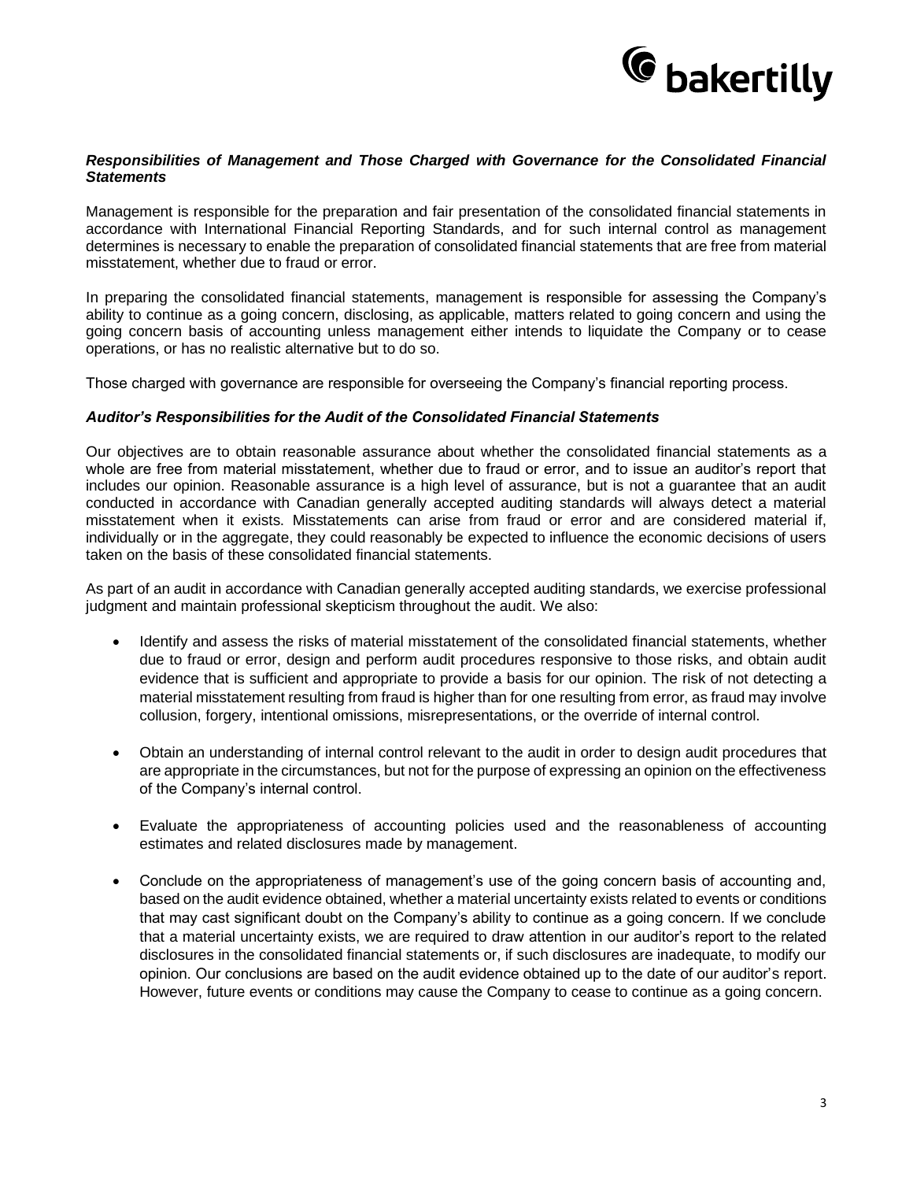### *Responsibilities of Management and Those Charged with Governance for the Consolidated Financial Statements*

Management is responsible for the preparation and fair presentation of the consolidated financial statements in accordance with International Financial Reporting Standards, and for such internal control as management determines is necessary to enable the preparation of consolidated financial statements that are free from material misstatement, whether due to fraud or error.

In preparing the consolidated financial statements, management is responsible for assessing the Company's ability to continue as a going concern, disclosing, as applicable, matters related to going concern and using the going concern basis of accounting unless management either intends to liquidate the Company or to cease operations, or has no realistic alternative but to do so.

Those charged with governance are responsible for overseeing the Company's financial reporting process.

### *Auditor's Responsibilities for the Audit of the Consolidated Financial Statements*

Our objectives are to obtain reasonable assurance about whether the consolidated financial statements as a whole are free from material misstatement, whether due to fraud or error, and to issue an auditor's report that includes our opinion. Reasonable assurance is a high level of assurance, but is not a guarantee that an audit conducted in accordance with Canadian generally accepted auditing standards will always detect a material misstatement when it exists. Misstatements can arise from fraud or error and are considered material if, individually or in the aggregate, they could reasonably be expected to influence the economic decisions of users taken on the basis of these consolidated financial statements.

As part of an audit in accordance with Canadian generally accepted auditing standards, we exercise professional judgment and maintain professional skepticism throughout the audit. We also:

- Identify and assess the risks of material misstatement of the consolidated financial statements, whether due to fraud or error, design and perform audit procedures responsive to those risks, and obtain audit evidence that is sufficient and appropriate to provide a basis for our opinion. The risk of not detecting a material misstatement resulting from fraud is higher than for one resulting from error, as fraud may involve collusion, forgery, intentional omissions, misrepresentations, or the override of internal control.

- Obtain an understanding of internal control relevant to the audit in order to design audit procedures that are appropriate in the circumstances, but not for the purpose of expressing an opinion on the effectiveness of the Company's internal control.

- Evaluate the appropriateness of accounting policies used and the reasonableness of accounting estimates and related disclosures made by management.

- Conclude on the appropriateness of management's use of the going concern basis of accounting and, based on the audit evidence obtained, whether a material uncertainty exists related to events or conditions that may cast significant doubt on the Company's ability to continue as a going concern. If we conclude that a material uncertainty exists, we are required to draw attention in our auditor's report to the related disclosures in the consolidated financial statements or, if such disclosures are inadequate, to modify our opinion. Our conclusions are based on the audit evidence obtained up to the date of our auditor's report. However, future events or conditions may cause the Company to cease to continue as a going concern.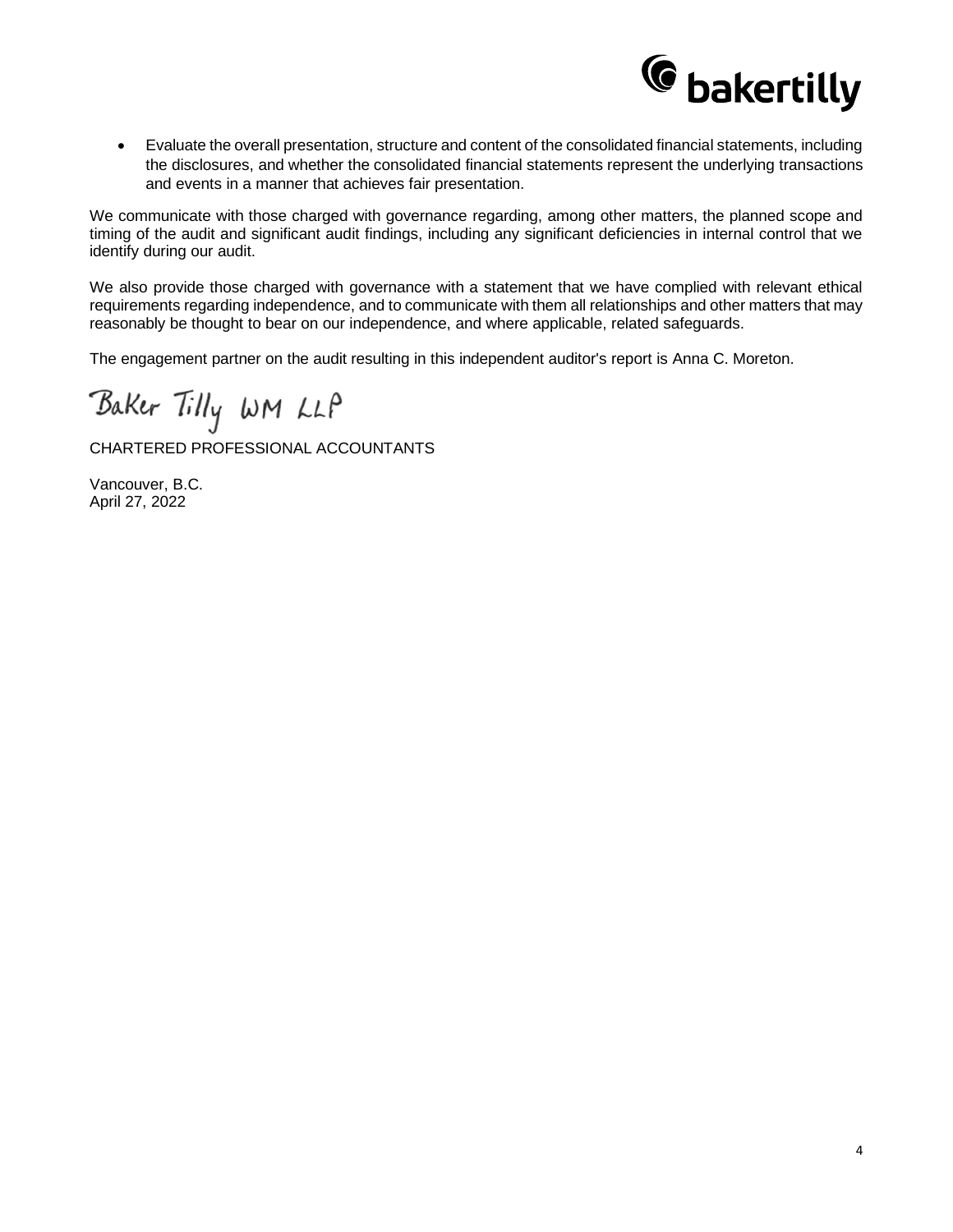- Evaluate the overall presentation, structure and content of the consolidated financial statements, including the disclosures, and whether the consolidated financial statements represent the underlying transactions and events in a manner that achieves fair presentation.

We communicate with those charged with governance regarding, among other matters, the planned scope and timing of the audit and significant audit findings, including any significant deficiencies in internal control that we identify during our audit.

We also provide those charged with governance with a statement that we have complied with relevant ethical requirements regarding independence, and to communicate with them all relationships and other matters that may reasonably be thought to bear on our independence, and where applicable, related safeguards.

The engagement partner on the audit resulting in this independent auditor's report is Anna C. Moreton.

Baker Tilly WM LLP

CHARTERED PROFESSIONAL ACCOUNTANTS

Vancouver, B.C.
April 27, 2022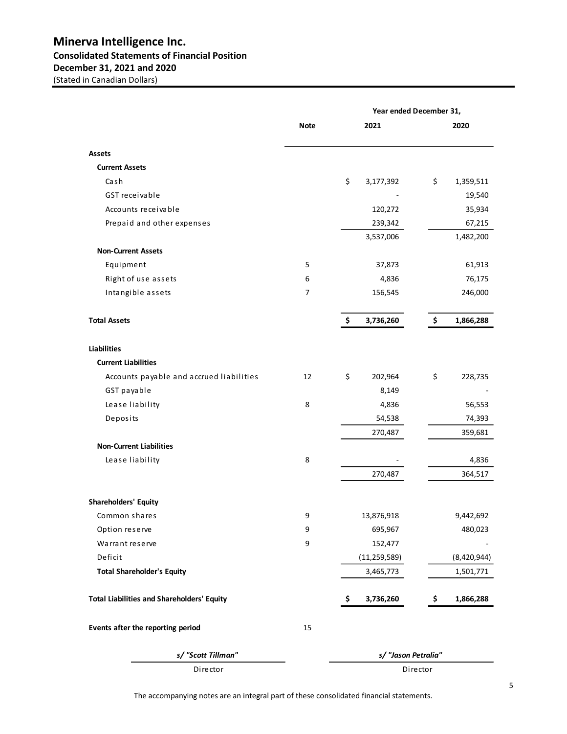# Minerva Intelligence Inc.

## Consolidated Statements of Financial Position

### December 31, 2021 and 2020

(Stated in Canadian Dollars)

| | Note | Year ended December 31, 2021 | 2020 |
|---|---|---|---|
| **Assets** | | | |
| **Current Assets** | | | |
| Cash | | $ 3,177,392 | $ 1,359,511 |
| GST receivable | | - | 19,540 |
| Accounts receivable | | 120,272 | 35,934 |
| Prepaid and other expenses | | 239,342 | 67,215 |
| | | 3,537,006 | 1,482,200 |
| **Non-Current Assets** | | | |
| Equipment | 5 | 37,873 | 61,913 |
| Right of use assets | 6 | 4,836 | 76,175 |
| Intangible assets | 7 | 156,545 | 246,000 |
| **Total Assets** | | **$ 3,736,260** | **$ 1,866,288** |
| **Liabilities** | | | |
| **Current Liabilities** | | | |
| Accounts payable and accrued liabilities | 12 | $ 202,964 | $ 228,735 |
| GST payable | | 8,149 | - |
| Lease liability | 8 | 4,836 | 56,553 |
| Deposits | | 54,538 | 74,393 |
| | | 270,487 | 359,681 |
| **Non-Current Liabilities** | | | |
| Lease liability | 8 | - | 4,836 |
| | | 270,487 | 364,517 |
| **Shareholders' Equity** | | | |
| Common shares | 9 | 13,876,918 | 9,442,692 |
| Option reserve | 9 | 695,967 | 480,023 |
| Warrant reserve | 9 | 152,477 | - |
| Deficit | | (11,259,589) | (8,420,944) |
| **Total Shareholder's Equity** | | 3,465,773 | 1,501,771 |
| **Total Liabilities and Shareholders' Equity** | | **$ 3,736,260** | **$ 1,866,288** |

**Events after the reporting period** 15

*s/ "Scott Tillman"*
Director

*s/ "Jason Petralia"*
Director

The accompanying notes are an integral part of these consolidated financial statements.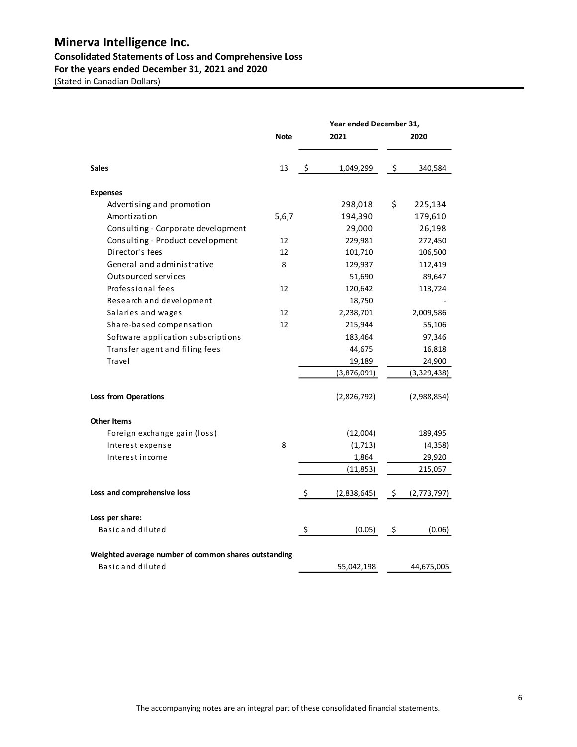# Minerva Intelligence Inc.

## Consolidated Statements of Loss and Comprehensive Loss

### For the years ended December 31, 2021 and 2020

(Stated in Canadian Dollars)

| | Note | Year ended December 31, 2021 | 2020 |
|---|---|---|---|
| **Sales** | 13 | $ 1,049,299 | $ 340,584 |
| **Expenses** | | | |
| Advertising and promotion | | 298,018 | $ 225,134 |
| Amortization | 5,6,7 | 194,390 | 179,610 |
| Consulting - Corporate development | | 29,000 | 26,198 |
| Consulting - Product development | 12 | 229,981 | 272,450 |
| Director's fees | 12 | 101,710 | 106,500 |
| General and administrative | 8 | 129,937 | 112,419 |
| Outsourced services | | 51,690 | 89,647 |
| Professional fees | 12 | 120,642 | 113,724 |
| Research and development | | 18,750 | - |
| Salaries and wages | 12 | 2,238,701 | 2,009,586 |
| Share-based compensation | 12 | 215,944 | 55,106 |
| Software application subscriptions | | 183,464 | 97,346 |
| Transfer agent and filing fees | | 44,675 | 16,818 |
| Travel | | 19,189 | 24,900 |
| | | (3,876,091) | (3,329,438) |
| **Loss from Operations** | | (2,826,792) | (2,988,854) |
| **Other Items** | | | |
| Foreign exchange gain (loss) | | (12,004) | 189,495 |
| Interest expense | 8 | (1,713) | (4,358) |
| Interest income | | 1,864 | 29,920 |
| | | (11,853) | 215,057 |
| **Loss and comprehensive loss** | | $ (2,838,645) | $ (2,773,797) |
| **Loss per share:** | | | |
| Basic and diluted | | $ (0.05) | $ (0.06) |
| **Weighted average number of common shares outstanding** | | | |
| Basic and diluted | | 55,042,198 | 44,675,005 |

The accompanying notes are an integral part of these consolidated financial statements.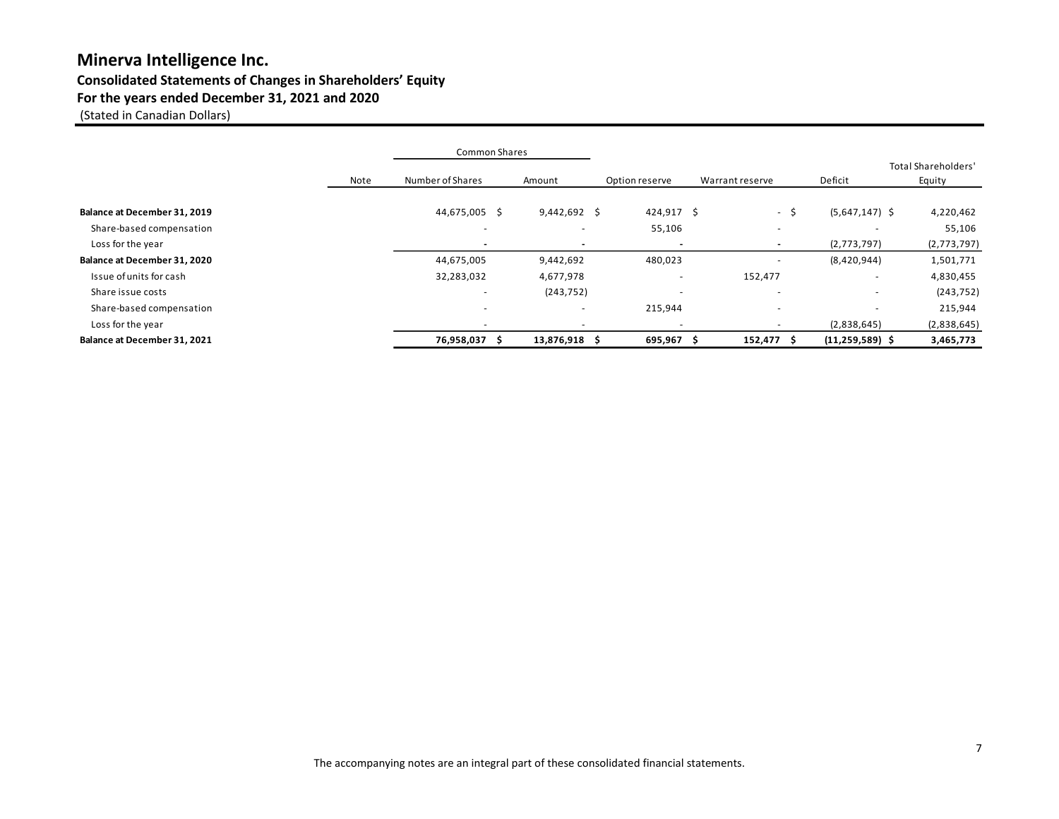# Minerva Intelligence Inc.

## Consolidated Statements of Changes in Shareholders' Equity

## For the years ended December 31, 2021 and 2020

(Stated in Canadian Dollars)

| | Note | Common Shares | | | | | |
|---|---|---|---|---|---|---|---|
| | | Number of Shares | Amount | Option reserve | Warrant reserve | Deficit | Total Shareholders' Equity |
| **Balance at December 31, 2019** | | 44,675,005 | $ 9,442,692 | $ 424,917 | $ - | $ (5,647,147) | $ 4,220,462 |
| Share-based compensation | | - | - | 55,106 | - | - | 55,106 |
| Loss for the year | | - | - | - | - | (2,773,797) | (2,773,797) |
| **Balance at December 31, 2020** | | 44,675,005 | 9,442,692 | 480,023 | - | (8,420,944) | 1,501,771 |
| Issue of units for cash | | 32,283,032 | 4,677,978 | - | 152,477 | - | 4,830,455 |
| Share issue costs | | - | (243,752) | - | - | - | (243,752) |
| Share-based compensation | | - | - | 215,944 | - | - | 215,944 |
| Loss for the year | | - | - | - | - | (2,838,645) | (2,838,645) |
| **Balance at December 31, 2021** | | **76,958,037** | **$ 13,876,918** | **$ 695,967** | **$ 152,477** | **$ (11,259,589)** | **$ 3,465,773** |

The accompanying notes are an integral part of these consolidated financial statements.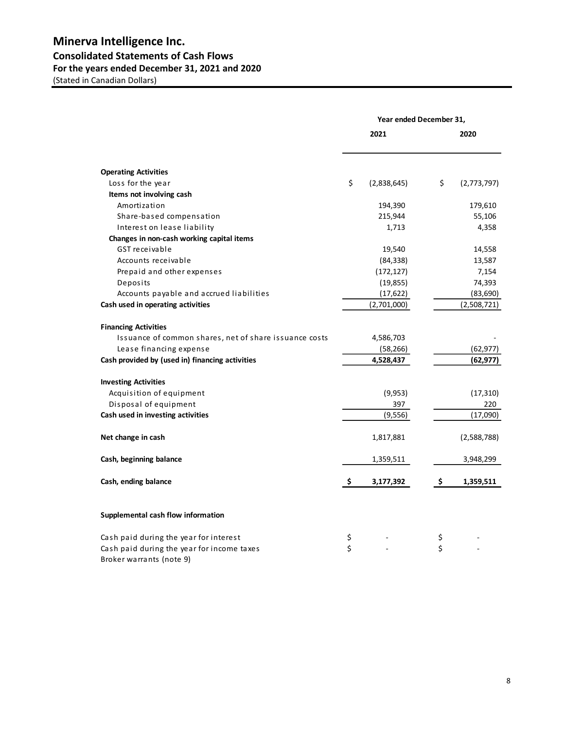# Minerva Intelligence Inc.

## Consolidated Statements of Cash Flows

### For the years ended December 31, 2021 and 2020

(Stated in Canadian Dollars)

| | Year ended December 31, | |
|---|---|---|
| | 2021 | 2020 |
| **Operating Activities** | | |
| Loss for the year | $ (2,838,645) | $ (2,773,797) |
| **Items not involving cash** | | |
| Amortization | 194,390 | 179,610 |
| Share-based compensation | 215,944 | 55,106 |
| Interest on lease liability | 1,713 | 4,358 |
| **Changes in non-cash working capital items** | | |
| GST receivable | 19,540 | 14,558 |
| Accounts receivable | (84,338) | 13,587 |
| Prepaid and other expenses | (172,127) | 7,154 |
| Deposits | (19,855) | 74,393 |
| Accounts payable and accrued liabilities | (17,622) | (83,690) |
| **Cash used in operating activities** | (2,701,000) | (2,508,721) |
| **Financing Activities** | | |
| Issuance of common shares, net of share issuance costs | 4,586,703 | - |
| Lease financing expense | (58,266) | (62,977) |
| **Cash provided by (used in) financing activities** | **4,528,437** | **(62,977)** |
| **Investing Activities** | | |
| Acquisition of equipment | (9,953) | (17,310) |
| Disposal of equipment | 397 | 220 |
| **Cash used in investing activities** | (9,556) | (17,090) |
| **Net change in cash** | 1,817,881 | (2,588,788) |
| **Cash, beginning balance** | 1,359,511 | 3,948,299 |
| **Cash, ending balance** | **$ 3,177,392** | **$ 1,359,511** |

**Supplemental cash flow information**

| | 2021 | 2020 |
|---|---|---|
| Cash paid during the year for interest | $ - | $ - |
| Cash paid during the year for income taxes | $ - | $ - |
| Broker warrants (note 9) | | |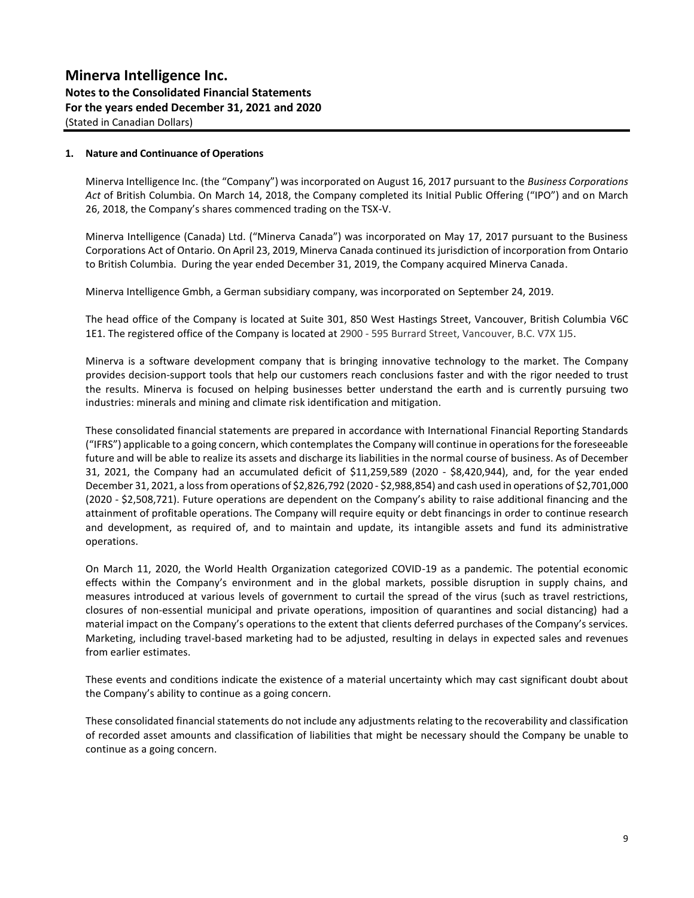## 1. Nature and Continuance of Operations

Minerva Intelligence Inc. (the "Company") was incorporated on August 16, 2017 pursuant to the *Business Corporations Act* of British Columbia. On March 14, 2018, the Company completed its Initial Public Offering ("IPO") and on March 26, 2018, the Company's shares commenced trading on the TSX-V.

Minerva Intelligence (Canada) Ltd. ("Minerva Canada") was incorporated on May 17, 2017 pursuant to the Business Corporations Act of Ontario. On April 23, 2019, Minerva Canada continued its jurisdiction of incorporation from Ontario to British Columbia. During the year ended December 31, 2019, the Company acquired Minerva Canada.

Minerva Intelligence Gmbh, a German subsidiary company, was incorporated on September 24, 2019.

The head office of the Company is located at Suite 301, 850 West Hastings Street, Vancouver, British Columbia V6C 1E1. The registered office of the Company is located at 2900 - 595 Burrard Street, Vancouver, B.C. V7X 1J5.

Minerva is a software development company that is bringing innovative technology to the market. The Company provides decision-support tools that help our customers reach conclusions faster and with the rigor needed to trust the results. Minerva is focused on helping businesses better understand the earth and is currently pursuing two industries: minerals and mining and climate risk identification and mitigation.

These consolidated financial statements are prepared in accordance with International Financial Reporting Standards ("IFRS") applicable to a going concern, which contemplates the Company will continue in operations for the foreseeable future and will be able to realize its assets and discharge its liabilities in the normal course of business. As of December 31, 2021, the Company had an accumulated deficit of $11,259,589 (2020 - $8,420,944), and, for the year ended December 31, 2021, a loss from operations of $2,826,792 (2020 - $2,988,854) and cash used in operations of $2,701,000 (2020 - $2,508,721). Future operations are dependent on the Company's ability to raise additional financing and the attainment of profitable operations. The Company will require equity or debt financings in order to continue research and development, as required of, and to maintain and update, its intangible assets and fund its administrative operations.

On March 11, 2020, the World Health Organization categorized COVID-19 as a pandemic. The potential economic effects within the Company's environment and in the global markets, possible disruption in supply chains, and measures introduced at various levels of government to curtail the spread of the virus (such as travel restrictions, closures of non-essential municipal and private operations, imposition of quarantines and social distancing) had a material impact on the Company's operations to the extent that clients deferred purchases of the Company's services. Marketing, including travel-based marketing had to be adjusted, resulting in delays in expected sales and revenues from earlier estimates.

These events and conditions indicate the existence of a material uncertainty which may cast significant doubt about the Company's ability to continue as a going concern.

These consolidated financial statements do not include any adjustments relating to the recoverability and classification of recorded asset amounts and classification of liabilities that might be necessary should the Company be unable to continue as a going concern.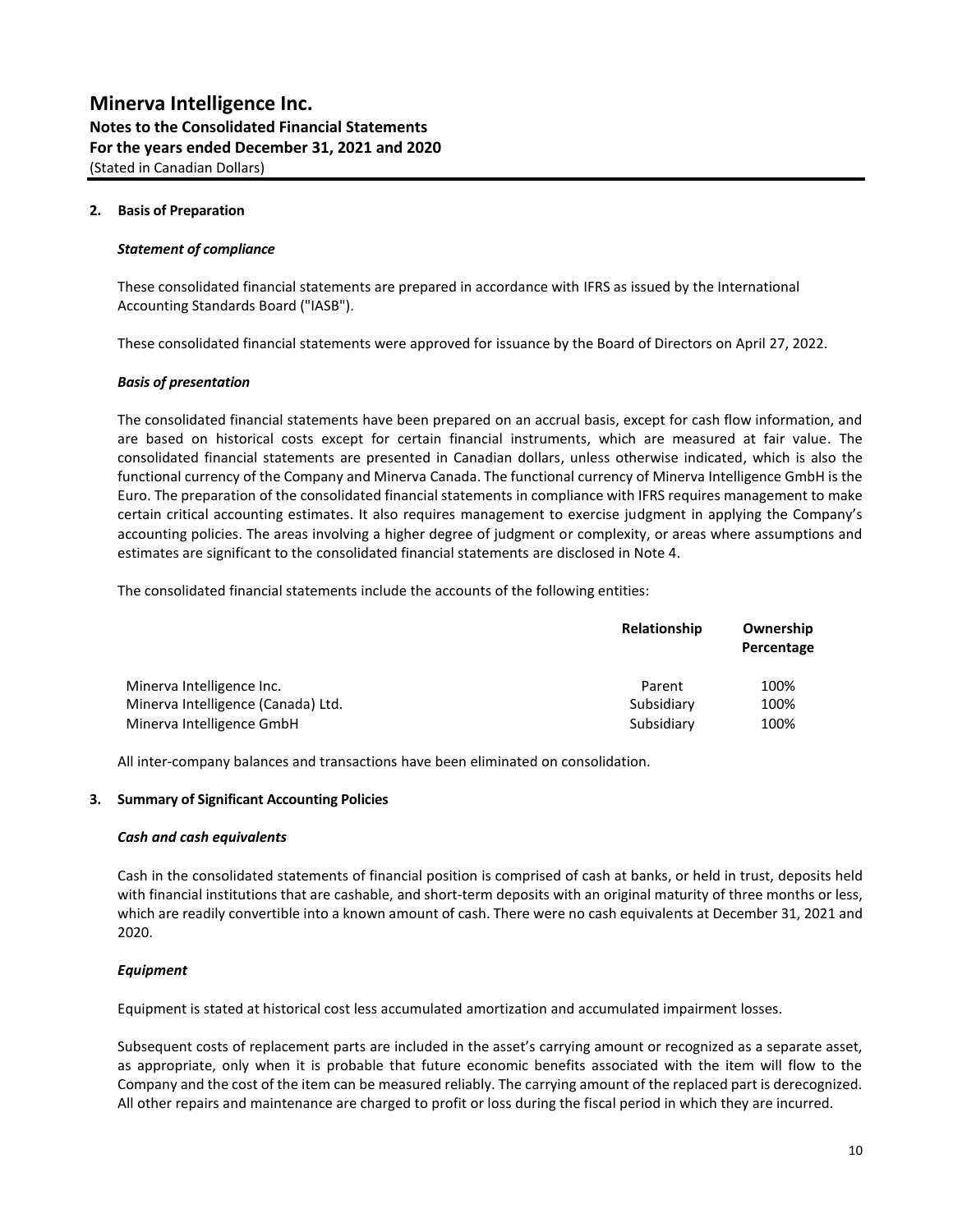## 2. Basis of Preparation

### *Statement of compliance*

These consolidated financial statements are prepared in accordance with IFRS as issued by the International Accounting Standards Board ("IASB").

These consolidated financial statements were approved for issuance by the Board of Directors on April 27, 2022.

### *Basis of presentation*

The consolidated financial statements have been prepared on an accrual basis, except for cash flow information, and are based on historical costs except for certain financial instruments, which are measured at fair value. The consolidated financial statements are presented in Canadian dollars, unless otherwise indicated, which is also the functional currency of the Company and Minerva Canada. The functional currency of Minerva Intelligence GmbH is the Euro. The preparation of the consolidated financial statements in compliance with IFRS requires management to make certain critical accounting estimates. It also requires management to exercise judgment in applying the Company's accounting policies. The areas involving a higher degree of judgment or complexity, or areas where assumptions and estimates are significant to the consolidated financial statements are disclosed in Note 4.

The consolidated financial statements include the accounts of the following entities:

| | Relationship | Ownership Percentage |
|---|---|---|
| Minerva Intelligence Inc. | Parent | 100% |
| Minerva Intelligence (Canada) Ltd. | Subsidiary | 100% |
| Minerva Intelligence GmbH | Subsidiary | 100% |

All inter-company balances and transactions have been eliminated on consolidation.

## 3. Summary of Significant Accounting Policies

### *Cash and cash equivalents*

Cash in the consolidated statements of financial position is comprised of cash at banks, or held in trust, deposits held with financial institutions that are cashable, and short-term deposits with an original maturity of three months or less, which are readily convertible into a known amount of cash. There were no cash equivalents at December 31, 2021 and 2020.

### *Equipment*

Equipment is stated at historical cost less accumulated amortization and accumulated impairment losses.

Subsequent costs of replacement parts are included in the asset's carrying amount or recognized as a separate asset, as appropriate, only when it is probable that future economic benefits associated with the item will flow to the Company and the cost of the item can be measured reliably. The carrying amount of the replaced part is derecognized. All other repairs and maintenance are charged to profit or loss during the fiscal period in which they are incurred.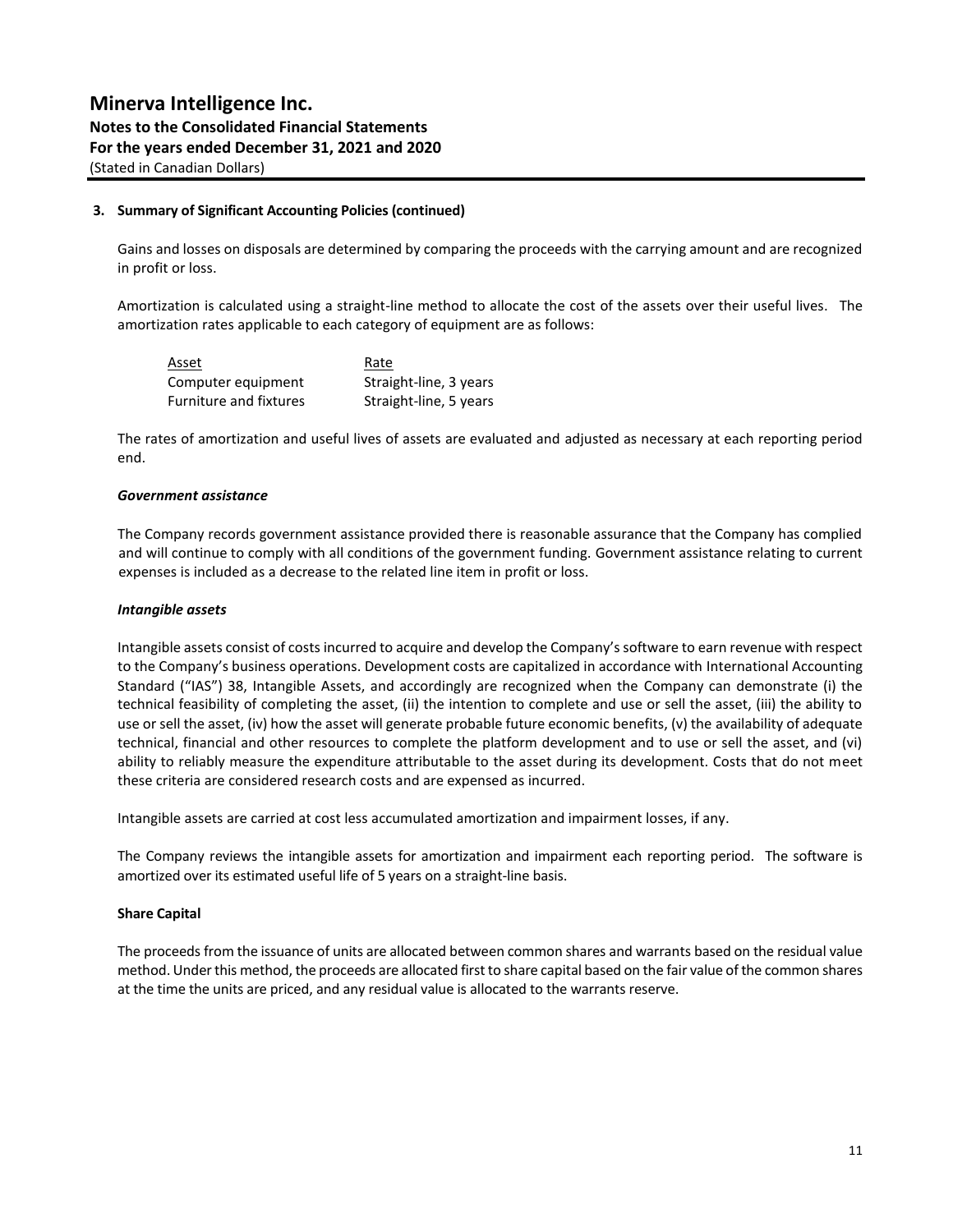### 3. Summary of Significant Accounting Policies (continued)

Gains and losses on disposals are determined by comparing the proceeds with the carrying amount and are recognized in profit or loss.

Amortization is calculated using a straight-line method to allocate the cost of the assets over their useful lives. The amortization rates applicable to each category of equipment are as follows:

| Asset | Rate |
|---|---|
| Computer equipment | Straight-line, 3 years |
| Furniture and fixtures | Straight-line, 5 years |

The rates of amortization and useful lives of assets are evaluated and adjusted as necessary at each reporting period end.

***Government assistance***

The Company records government assistance provided there is reasonable assurance that the Company has complied and will continue to comply with all conditions of the government funding. Government assistance relating to current expenses is included as a decrease to the related line item in profit or loss.

***Intangible assets***

Intangible assets consist of costs incurred to acquire and develop the Company's software to earn revenue with respect to the Company's business operations. Development costs are capitalized in accordance with International Accounting Standard ("IAS") 38, Intangible Assets, and accordingly are recognized when the Company can demonstrate (i) the technical feasibility of completing the asset, (ii) the intention to complete and use or sell the asset, (iii) the ability to use or sell the asset, (iv) how the asset will generate probable future economic benefits, (v) the availability of adequate technical, financial and other resources to complete the platform development and to use or sell the asset, and (vi) ability to reliably measure the expenditure attributable to the asset during its development. Costs that do not meet these criteria are considered research costs and are expensed as incurred.

Intangible assets are carried at cost less accumulated amortization and impairment losses, if any.

The Company reviews the intangible assets for amortization and impairment each reporting period. The software is amortized over its estimated useful life of 5 years on a straight-line basis.

**Share Capital**

The proceeds from the issuance of units are allocated between common shares and warrants based on the residual value method. Under this method, the proceeds are allocated first to share capital based on the fair value of the common shares at the time the units are priced, and any residual value is allocated to the warrants reserve.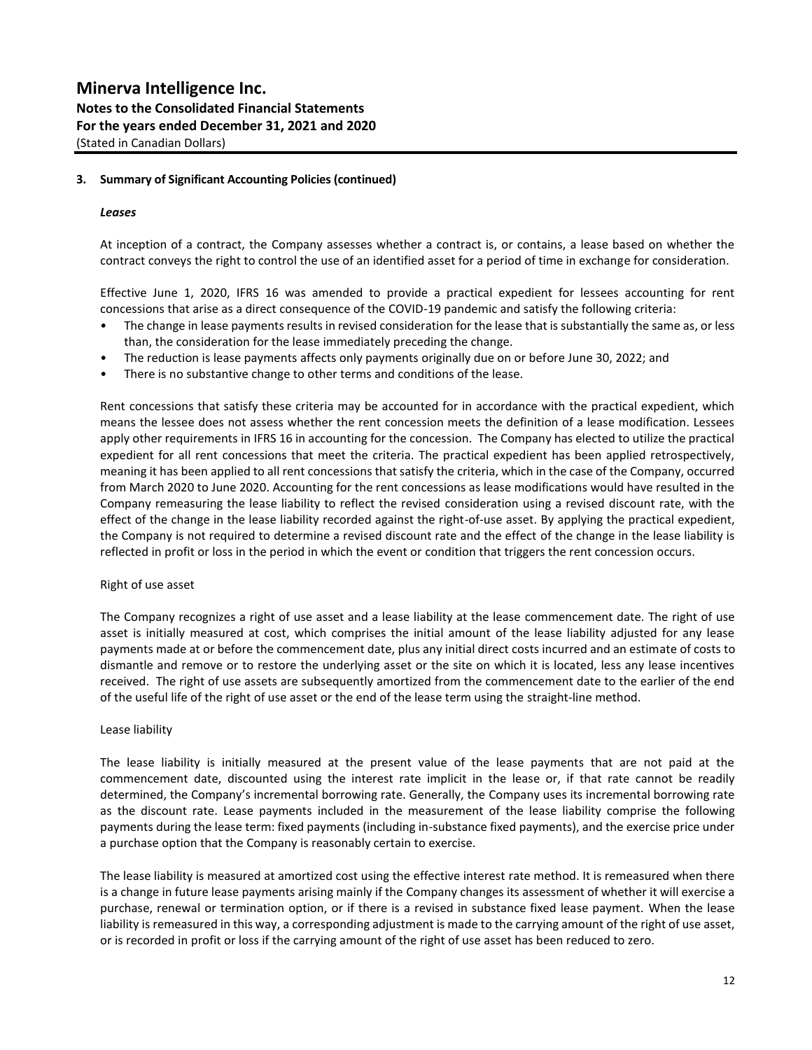# Minerva Intelligence Inc.
## Notes to the Consolidated Financial Statements
## For the years ended December 31, 2021 and 2020
(Stated in Canadian Dollars)

### 3. Summary of Significant Accounting Policies (continued)

***Leases***

At inception of a contract, the Company assesses whether a contract is, or contains, a lease based on whether the contract conveys the right to control the use of an identified asset for a period of time in exchange for consideration.

Effective June 1, 2020, IFRS 16 was amended to provide a practical expedient for lessees accounting for rent concessions that arise as a direct consequence of the COVID-19 pandemic and satisfy the following criteria:

- The change in lease payments results in revised consideration for the lease that is substantially the same as, or less than, the consideration for the lease immediately preceding the change.
- The reduction is lease payments affects only payments originally due on or before June 30, 2022; and
- There is no substantive change to other terms and conditions of the lease.

Rent concessions that satisfy these criteria may be accounted for in accordance with the practical expedient, which means the lessee does not assess whether the rent concession meets the definition of a lease modification. Lessees apply other requirements in IFRS 16 in accounting for the concession. The Company has elected to utilize the practical expedient for all rent concessions that meet the criteria. The practical expedient has been applied retrospectively, meaning it has been applied to all rent concessions that satisfy the criteria, which in the case of the Company, occurred from March 2020 to June 2020. Accounting for the rent concessions as lease modifications would have resulted in the Company remeasuring the lease liability to reflect the revised consideration using a revised discount rate, with the effect of the change in the lease liability recorded against the right-of-use asset. By applying the practical expedient, the Company is not required to determine a revised discount rate and the effect of the change in the lease liability is reflected in profit or loss in the period in which the event or condition that triggers the rent concession occurs.

Right of use asset

The Company recognizes a right of use asset and a lease liability at the lease commencement date. The right of use asset is initially measured at cost, which comprises the initial amount of the lease liability adjusted for any lease payments made at or before the commencement date, plus any initial direct costs incurred and an estimate of costs to dismantle and remove or to restore the underlying asset or the site on which it is located, less any lease incentives received. The right of use assets are subsequently amortized from the commencement date to the earlier of the end of the useful life of the right of use asset or the end of the lease term using the straight-line method.

Lease liability

The lease liability is initially measured at the present value of the lease payments that are not paid at the commencement date, discounted using the interest rate implicit in the lease or, if that rate cannot be readily determined, the Company's incremental borrowing rate. Generally, the Company uses its incremental borrowing rate as the discount rate. Lease payments included in the measurement of the lease liability comprise the following payments during the lease term: fixed payments (including in-substance fixed payments), and the exercise price under a purchase option that the Company is reasonably certain to exercise.

The lease liability is measured at amortized cost using the effective interest rate method. It is remeasured when there is a change in future lease payments arising mainly if the Company changes its assessment of whether it will exercise a purchase, renewal or termination option, or if there is a revised in substance fixed lease payment. When the lease liability is remeasured in this way, a corresponding adjustment is made to the carrying amount of the right of use asset, or is recorded in profit or loss if the carrying amount of the right of use asset has been reduced to zero.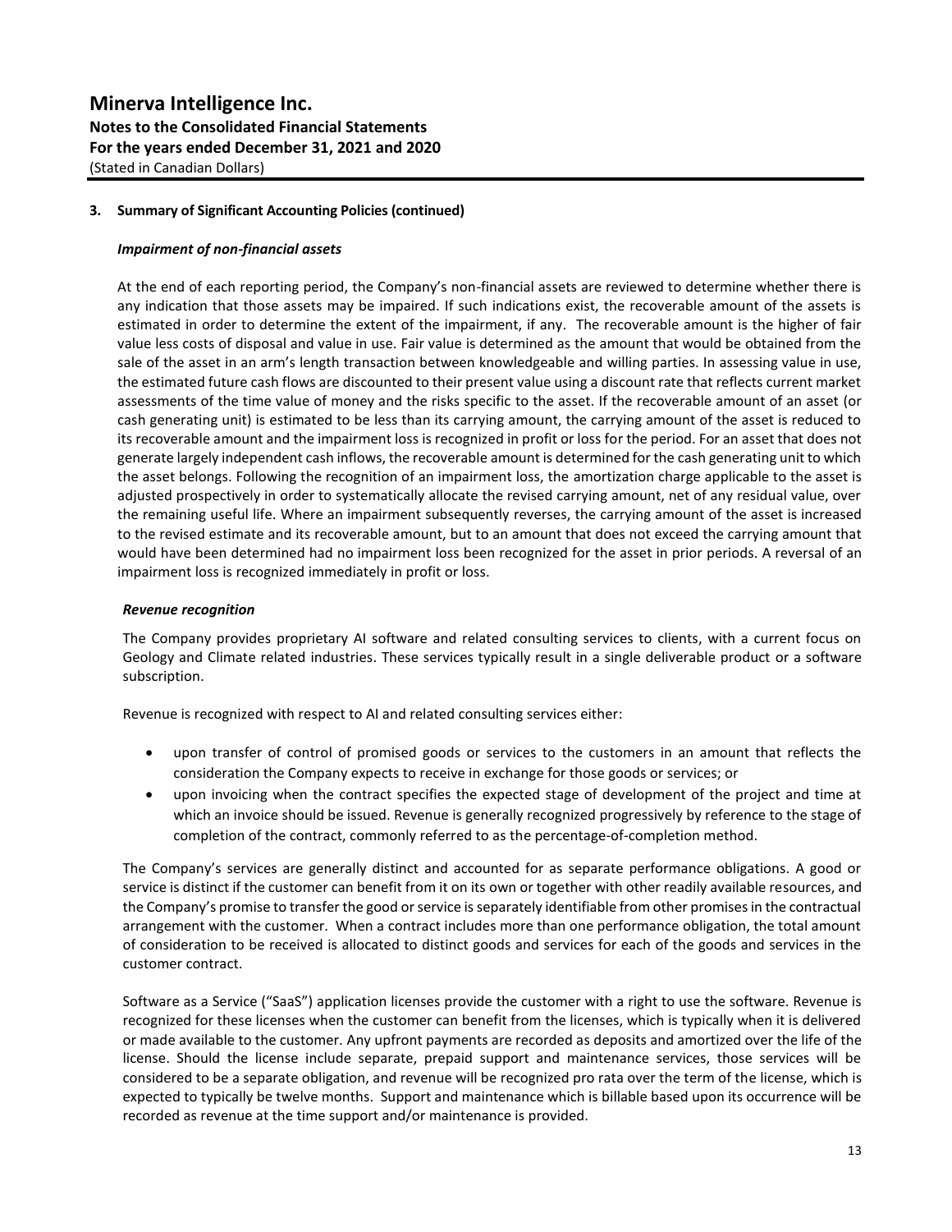### 3. Summary of Significant Accounting Policies (continued)

***Impairment of non-financial assets***

At the end of each reporting period, the Company's non-financial assets are reviewed to determine whether there is any indication that those assets may be impaired. If such indications exist, the recoverable amount of the assets is estimated in order to determine the extent of the impairment, if any. The recoverable amount is the higher of fair value less costs of disposal and value in use. Fair value is determined as the amount that would be obtained from the sale of the asset in an arm's length transaction between knowledgeable and willing parties. In assessing value in use, the estimated future cash flows are discounted to their present value using a discount rate that reflects current market assessments of the time value of money and the risks specific to the asset. If the recoverable amount of an asset (or cash generating unit) is estimated to be less than its carrying amount, the carrying amount of the asset is reduced to its recoverable amount and the impairment loss is recognized in profit or loss for the period. For an asset that does not generate largely independent cash inflows, the recoverable amount is determined for the cash generating unit to which the asset belongs. Following the recognition of an impairment loss, the amortization charge applicable to the asset is adjusted prospectively in order to systematically allocate the revised carrying amount, net of any residual value, over the remaining useful life. Where an impairment subsequently reverses, the carrying amount of the asset is increased to the revised estimate and its recoverable amount, but to an amount that does not exceed the carrying amount that would have been determined had no impairment loss been recognized for the asset in prior periods. A reversal of an impairment loss is recognized immediately in profit or loss.

***Revenue recognition***

The Company provides proprietary AI software and related consulting services to clients, with a current focus on Geology and Climate related industries. These services typically result in a single deliverable product or a software subscription.

Revenue is recognized with respect to AI and related consulting services either:

- upon transfer of control of promised goods or services to the customers in an amount that reflects the consideration the Company expects to receive in exchange for those goods or services; or
- upon invoicing when the contract specifies the expected stage of development of the project and time at which an invoice should be issued. Revenue is generally recognized progressively by reference to the stage of completion of the contract, commonly referred to as the percentage-of-completion method.

The Company's services are generally distinct and accounted for as separate performance obligations. A good or service is distinct if the customer can benefit from it on its own or together with other readily available resources, and the Company's promise to transfer the good or service is separately identifiable from other promises in the contractual arrangement with the customer. When a contract includes more than one performance obligation, the total amount of consideration to be received is allocated to distinct goods and services for each of the goods and services in the customer contract.

Software as a Service ("SaaS") application licenses provide the customer with a right to use the software. Revenue is recognized for these licenses when the customer can benefit from the licenses, which is typically when it is delivered or made available to the customer. Any upfront payments are recorded as deposits and amortized over the life of the license. Should the license include separate, prepaid support and maintenance services, those services will be considered to be a separate obligation, and revenue will be recognized pro rata over the term of the license, which is expected to typically be twelve months. Support and maintenance which is billable based upon its occurrence will be recorded as revenue at the time support and/or maintenance is provided.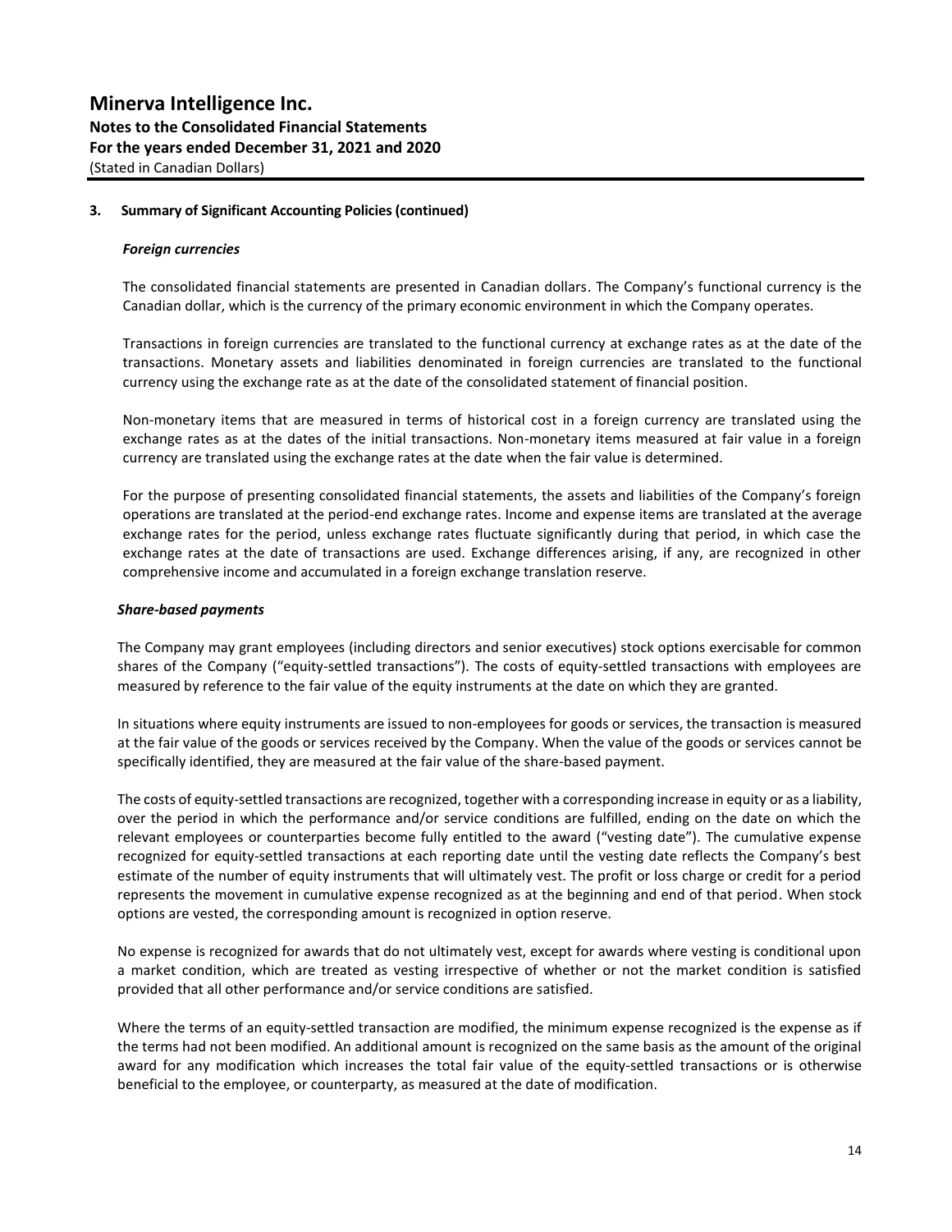### 3. Summary of Significant Accounting Policies (continued)

***Foreign currencies***

The consolidated financial statements are presented in Canadian dollars. The Company's functional currency is the Canadian dollar, which is the currency of the primary economic environment in which the Company operates.

Transactions in foreign currencies are translated to the functional currency at exchange rates as at the date of the transactions. Monetary assets and liabilities denominated in foreign currencies are translated to the functional currency using the exchange rate as at the date of the consolidated statement of financial position.

Non-monetary items that are measured in terms of historical cost in a foreign currency are translated using the exchange rates as at the dates of the initial transactions. Non-monetary items measured at fair value in a foreign currency are translated using the exchange rates at the date when the fair value is determined.

For the purpose of presenting consolidated financial statements, the assets and liabilities of the Company's foreign operations are translated at the period-end exchange rates. Income and expense items are translated at the average exchange rates for the period, unless exchange rates fluctuate significantly during that period, in which case the exchange rates at the date of transactions are used. Exchange differences arising, if any, are recognized in other comprehensive income and accumulated in a foreign exchange translation reserve.

***Share-based payments***

The Company may grant employees (including directors and senior executives) stock options exercisable for common shares of the Company ("equity-settled transactions"). The costs of equity-settled transactions with employees are measured by reference to the fair value of the equity instruments at the date on which they are granted.

In situations where equity instruments are issued to non-employees for goods or services, the transaction is measured at the fair value of the goods or services received by the Company. When the value of the goods or services cannot be specifically identified, they are measured at the fair value of the share-based payment.

The costs of equity-settled transactions are recognized, together with a corresponding increase in equity or as a liability, over the period in which the performance and/or service conditions are fulfilled, ending on the date on which the relevant employees or counterparties become fully entitled to the award ("vesting date"). The cumulative expense recognized for equity-settled transactions at each reporting date until the vesting date reflects the Company's best estimate of the number of equity instruments that will ultimately vest. The profit or loss charge or credit for a period represents the movement in cumulative expense recognized as at the beginning and end of that period. When stock options are vested, the corresponding amount is recognized in option reserve.

No expense is recognized for awards that do not ultimately vest, except for awards where vesting is conditional upon a market condition, which are treated as vesting irrespective of whether or not the market condition is satisfied provided that all other performance and/or service conditions are satisfied.

Where the terms of an equity-settled transaction are modified, the minimum expense recognized is the expense as if the terms had not been modified. An additional amount is recognized on the same basis as the amount of the original award for any modification which increases the total fair value of the equity-settled transactions or is otherwise beneficial to the employee, or counterparty, as measured at the date of modification.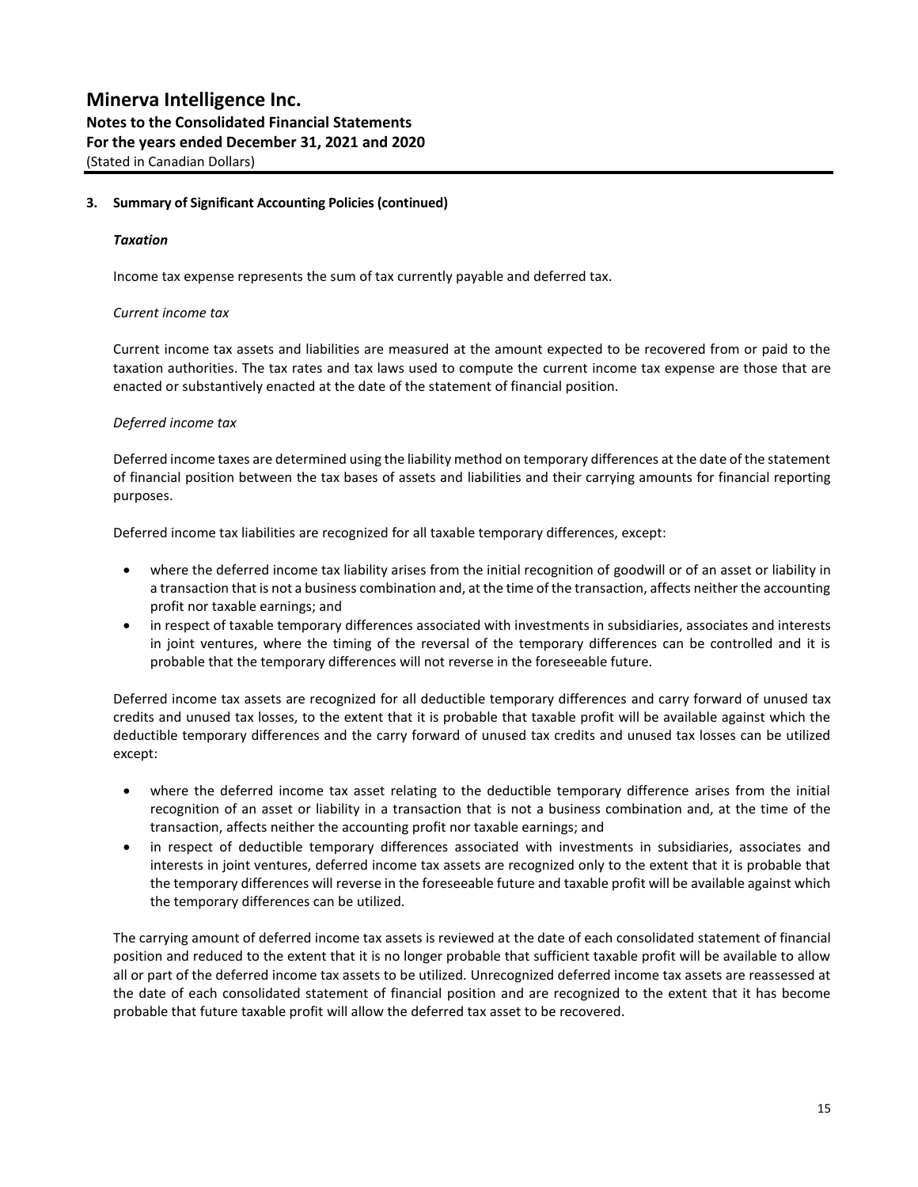## 3. Summary of Significant Accounting Policies (continued)

***Taxation***

Income tax expense represents the sum of tax currently payable and deferred tax.

*Current income tax*

Current income tax assets and liabilities are measured at the amount expected to be recovered from or paid to the taxation authorities. The tax rates and tax laws used to compute the current income tax expense are those that are enacted or substantively enacted at the date of the statement of financial position.

*Deferred income tax*

Deferred income taxes are determined using the liability method on temporary differences at the date of the statement of financial position between the tax bases of assets and liabilities and their carrying amounts for financial reporting purposes.

Deferred income tax liabilities are recognized for all taxable temporary differences, except:

- where the deferred income tax liability arises from the initial recognition of goodwill or of an asset or liability in a transaction that is not a business combination and, at the time of the transaction, affects neither the accounting profit nor taxable earnings; and
- in respect of taxable temporary differences associated with investments in subsidiaries, associates and interests in joint ventures, where the timing of the reversal of the temporary differences can be controlled and it is probable that the temporary differences will not reverse in the foreseeable future.

Deferred income tax assets are recognized for all deductible temporary differences and carry forward of unused tax credits and unused tax losses, to the extent that it is probable that taxable profit will be available against which the deductible temporary differences and the carry forward of unused tax credits and unused tax losses can be utilized except:

- where the deferred income tax asset relating to the deductible temporary difference arises from the initial recognition of an asset or liability in a transaction that is not a business combination and, at the time of the transaction, affects neither the accounting profit nor taxable earnings; and
- in respect of deductible temporary differences associated with investments in subsidiaries, associates and interests in joint ventures, deferred income tax assets are recognized only to the extent that it is probable that the temporary differences will reverse in the foreseeable future and taxable profit will be available against which the temporary differences can be utilized.

The carrying amount of deferred income tax assets is reviewed at the date of each consolidated statement of financial position and reduced to the extent that it is no longer probable that sufficient taxable profit will be available to allow all or part of the deferred income tax assets to be utilized. Unrecognized deferred income tax assets are reassessed at the date of each consolidated statement of financial position and are recognized to the extent that it has become probable that future taxable profit will allow the deferred tax asset to be recovered.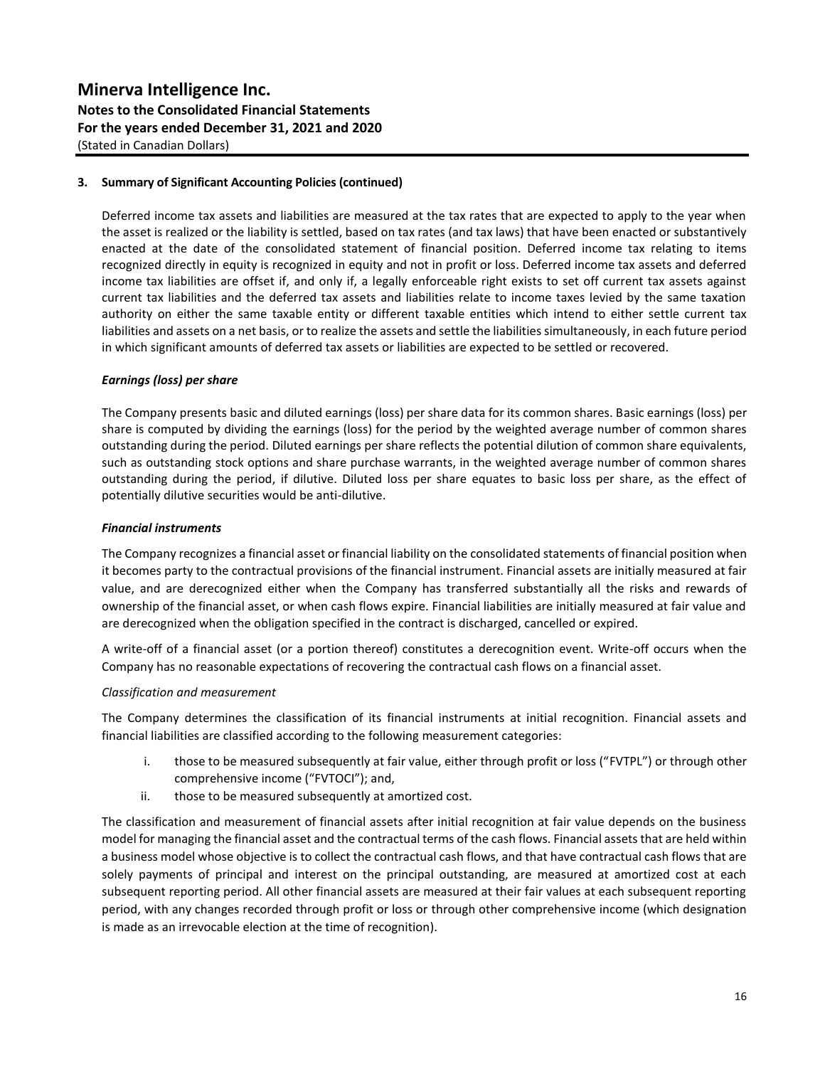### 3. Summary of Significant Accounting Policies (continued)

Deferred income tax assets and liabilities are measured at the tax rates that are expected to apply to the year when the asset is realized or the liability is settled, based on tax rates (and tax laws) that have been enacted or substantively enacted at the date of the consolidated statement of financial position. Deferred income tax relating to items recognized directly in equity is recognized in equity and not in profit or loss. Deferred income tax assets and deferred income tax liabilities are offset if, and only if, a legally enforceable right exists to set off current tax assets against current tax liabilities and the deferred tax assets and liabilities relate to income taxes levied by the same taxation authority on either the same taxable entity or different taxable entities which intend to either settle current tax liabilities and assets on a net basis, or to realize the assets and settle the liabilities simultaneously, in each future period in which significant amounts of deferred tax assets or liabilities are expected to be settled or recovered.

***Earnings (loss) per share***

The Company presents basic and diluted earnings (loss) per share data for its common shares. Basic earnings (loss) per share is computed by dividing the earnings (loss) for the period by the weighted average number of common shares outstanding during the period. Diluted earnings per share reflects the potential dilution of common share equivalents, such as outstanding stock options and share purchase warrants, in the weighted average number of common shares outstanding during the period, if dilutive. Diluted loss per share equates to basic loss per share, as the effect of potentially dilutive securities would be anti-dilutive.

***Financial instruments***

The Company recognizes a financial asset or financial liability on the consolidated statements of financial position when it becomes party to the contractual provisions of the financial instrument. Financial assets are initially measured at fair value, and are derecognized either when the Company has transferred substantially all the risks and rewards of ownership of the financial asset, or when cash flows expire. Financial liabilities are initially measured at fair value and are derecognized when the obligation specified in the contract is discharged, cancelled or expired.

A write-off of a financial asset (or a portion thereof) constitutes a derecognition event. Write-off occurs when the Company has no reasonable expectations of recovering the contractual cash flows on a financial asset.

*Classification and measurement*

The Company determines the classification of its financial instruments at initial recognition. Financial assets and financial liabilities are classified according to the following measurement categories:

i. those to be measured subsequently at fair value, either through profit or loss ("FVTPL") or through other comprehensive income ("FVTOCI"); and,
ii. those to be measured subsequently at amortized cost.

The classification and measurement of financial assets after initial recognition at fair value depends on the business model for managing the financial asset and the contractual terms of the cash flows. Financial assets that are held within a business model whose objective is to collect the contractual cash flows, and that have contractual cash flows that are solely payments of principal and interest on the principal outstanding, are measured at amortized cost at each subsequent reporting period. All other financial assets are measured at their fair values at each subsequent reporting period, with any changes recorded through profit or loss or through other comprehensive income (which designation is made as an irrevocable election at the time of recognition).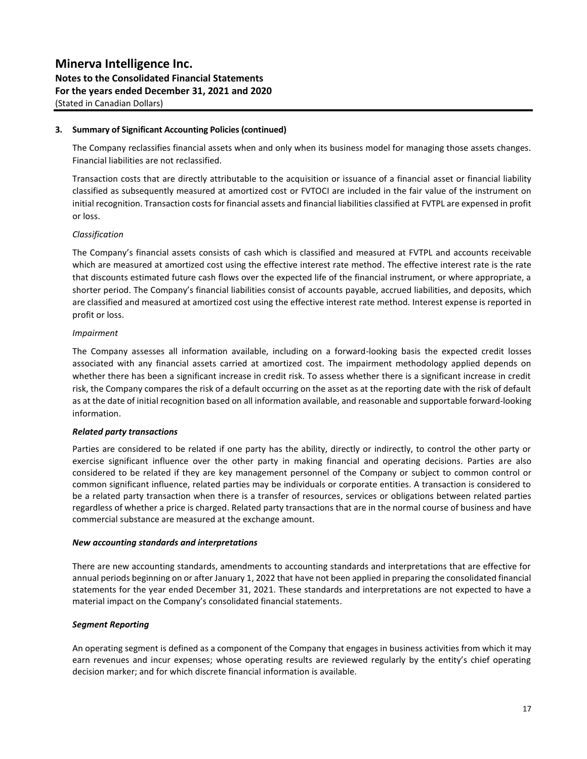### 3. Summary of Significant Accounting Policies (continued)

The Company reclassifies financial assets when and only when its business model for managing those assets changes. Financial liabilities are not reclassified.

Transaction costs that are directly attributable to the acquisition or issuance of a financial asset or financial liability classified as subsequently measured at amortized cost or FVTOCI are included in the fair value of the instrument on initial recognition. Transaction costs for financial assets and financial liabilities classified at FVTPL are expensed in profit or loss.

*Classification*

The Company's financial assets consists of cash which is classified and measured at FVTPL and accounts receivable which are measured at amortized cost using the effective interest rate method. The effective interest rate is the rate that discounts estimated future cash flows over the expected life of the financial instrument, or where appropriate, a shorter period. The Company's financial liabilities consist of accounts payable, accrued liabilities, and deposits, which are classified and measured at amortized cost using the effective interest rate method. Interest expense is reported in profit or loss.

*Impairment*

The Company assesses all information available, including on a forward-looking basis the expected credit losses associated with any financial assets carried at amortized cost. The impairment methodology applied depends on whether there has been a significant increase in credit risk. To assess whether there is a significant increase in credit risk, the Company compares the risk of a default occurring on the asset as at the reporting date with the risk of default as at the date of initial recognition based on all information available, and reasonable and supportable forward-looking information.

***Related party transactions***

Parties are considered to be related if one party has the ability, directly or indirectly, to control the other party or exercise significant influence over the other party in making financial and operating decisions. Parties are also considered to be related if they are key management personnel of the Company or subject to common control or common significant influence, related parties may be individuals or corporate entities. A transaction is considered to be a related party transaction when there is a transfer of resources, services or obligations between related parties regardless of whether a price is charged. Related party transactions that are in the normal course of business and have commercial substance are measured at the exchange amount.

***New accounting standards and interpretations***

There are new accounting standards, amendments to accounting standards and interpretations that are effective for annual periods beginning on or after January 1, 2022 that have not been applied in preparing the consolidated financial statements for the year ended December 31, 2021. These standards and interpretations are not expected to have a material impact on the Company's consolidated financial statements.

***Segment Reporting***

An operating segment is defined as a component of the Company that engages in business activities from which it may earn revenues and incur expenses; whose operating results are reviewed regularly by the entity's chief operating decision marker; and for which discrete financial information is available.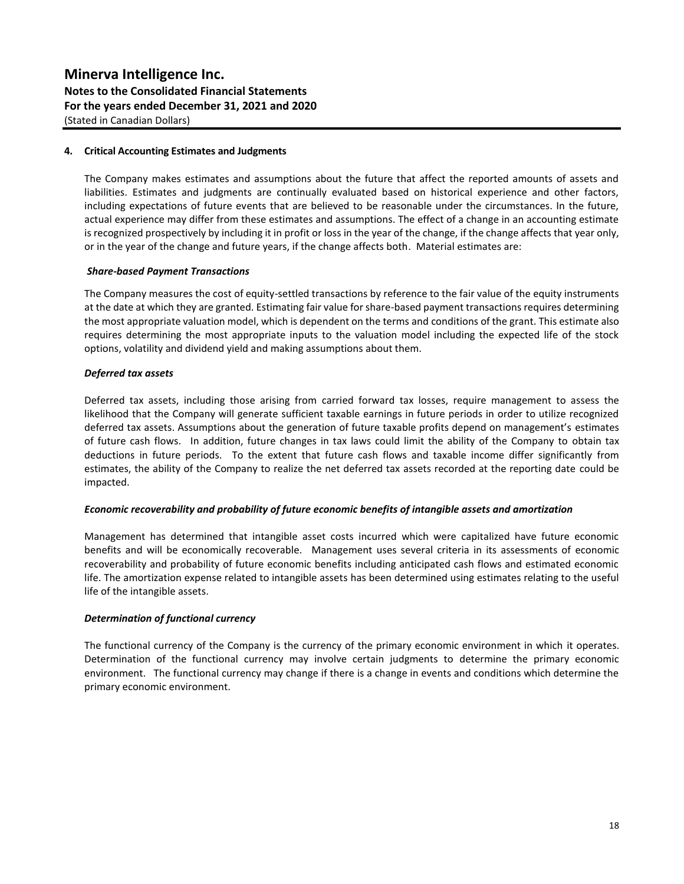#### 4. Critical Accounting Estimates and Judgments

The Company makes estimates and assumptions about the future that affect the reported amounts of assets and liabilities. Estimates and judgments are continually evaluated based on historical experience and other factors, including expectations of future events that are believed to be reasonable under the circumstances. In the future, actual experience may differ from these estimates and assumptions. The effect of a change in an accounting estimate is recognized prospectively by including it in profit or loss in the year of the change, if the change affects that year only, or in the year of the change and future years, if the change affects both. Material estimates are:

***Share-based Payment Transactions***

The Company measures the cost of equity-settled transactions by reference to the fair value of the equity instruments at the date at which they are granted. Estimating fair value for share-based payment transactions requires determining the most appropriate valuation model, which is dependent on the terms and conditions of the grant. This estimate also requires determining the most appropriate inputs to the valuation model including the expected life of the stock options, volatility and dividend yield and making assumptions about them.

***Deferred tax assets***

Deferred tax assets, including those arising from carried forward tax losses, require management to assess the likelihood that the Company will generate sufficient taxable earnings in future periods in order to utilize recognized deferred tax assets. Assumptions about the generation of future taxable profits depend on management's estimates of future cash flows. In addition, future changes in tax laws could limit the ability of the Company to obtain tax deductions in future periods. To the extent that future cash flows and taxable income differ significantly from estimates, the ability of the Company to realize the net deferred tax assets recorded at the reporting date could be impacted.

***Economic recoverability and probability of future economic benefits of intangible assets and amortization***

Management has determined that intangible asset costs incurred which were capitalized have future economic benefits and will be economically recoverable. Management uses several criteria in its assessments of economic recoverability and probability of future economic benefits including anticipated cash flows and estimated economic life. The amortization expense related to intangible assets has been determined using estimates relating to the useful life of the intangible assets.

***Determination of functional currency***

The functional currency of the Company is the currency of the primary economic environment in which it operates. Determination of the functional currency may involve certain judgments to determine the primary economic environment. The functional currency may change if there is a change in events and conditions which determine the primary economic environment.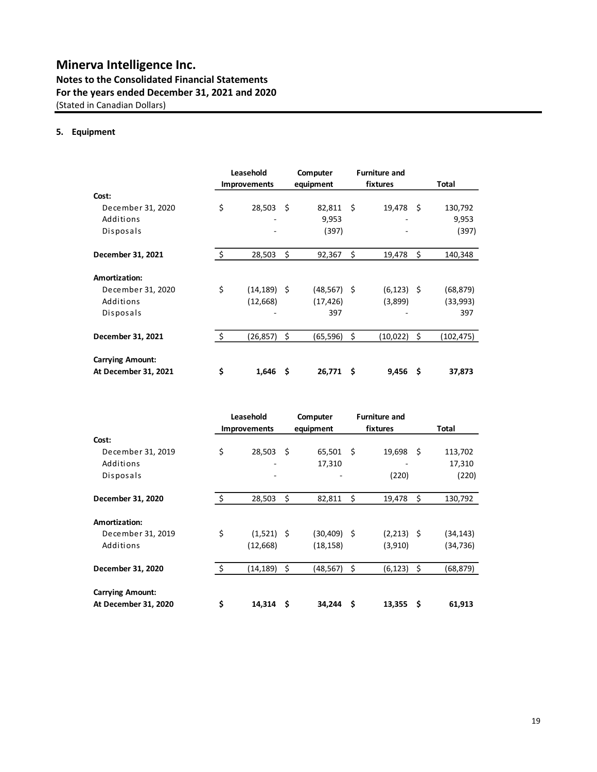# Minerva Intelligence Inc.

**Notes to the Consolidated Financial Statements**
**For the years ended December 31, 2021 and 2020**
(Stated in Canadian Dollars)

## 5. Equipment

| | Leasehold Improvements | Computer equipment | Furniture and fixtures | Total |
|---|---|---|---|---|
| **Cost:** | | | | |
| December 31, 2020 | $ 28,503 | $ 82,811 | $ 19,478 | $ 130,792 |
| Additions | - | 9,953 | - | 9,953 |
| Disposals | - | (397) | - | (397) |
| **December 31, 2021** | $ 28,503 | $ 92,367 | $ 19,478 | $ 140,348 |
| **Amortization:** | | | | |
| December 31, 2020 | $ (14,189) | $ (48,567) | $ (6,123) | $ (68,879) |
| Additions | (12,668) | (17,426) | (3,899) | (33,993) |
| Disposals | - | 397 | - | 397 |
| **December 31, 2021** | $ (26,857) | $ (65,596) | $ (10,022) | $ (102,475) |
| **Carrying Amount:** | | | | |
| **At December 31, 2021** | **$ 1,646** | **$ 26,771** | **$ 9,456** | **$ 37,873** |

| | Leasehold Improvements | Computer equipment | Furniture and fixtures | Total |
|---|---|---|---|---|
| **Cost:** | | | | |
| December 31, 2019 | $ 28,503 | $ 65,501 | $ 19,698 | $ 113,702 |
| Additions | - | 17,310 | - | 17,310 |
| Disposals | - | - | (220) | (220) |
| **December 31, 2020** | $ 28,503 | $ 82,811 | $ 19,478 | $ 130,792 |
| **Amortization:** | | | | |
| December 31, 2019 | $ (1,521) | $ (30,409) | $ (2,213) | $ (34,143) |
| Additions | (12,668) | (18,158) | (3,910) | (34,736) |
| **December 31, 2020** | $ (14,189) | $ (48,567) | $ (6,123) | $ (68,879) |
| **Carrying Amount:** | | | | |
| **At December 31, 2020** | **$ 14,314** | **$ 34,244** | **$ 13,355** | **$ 61,913** |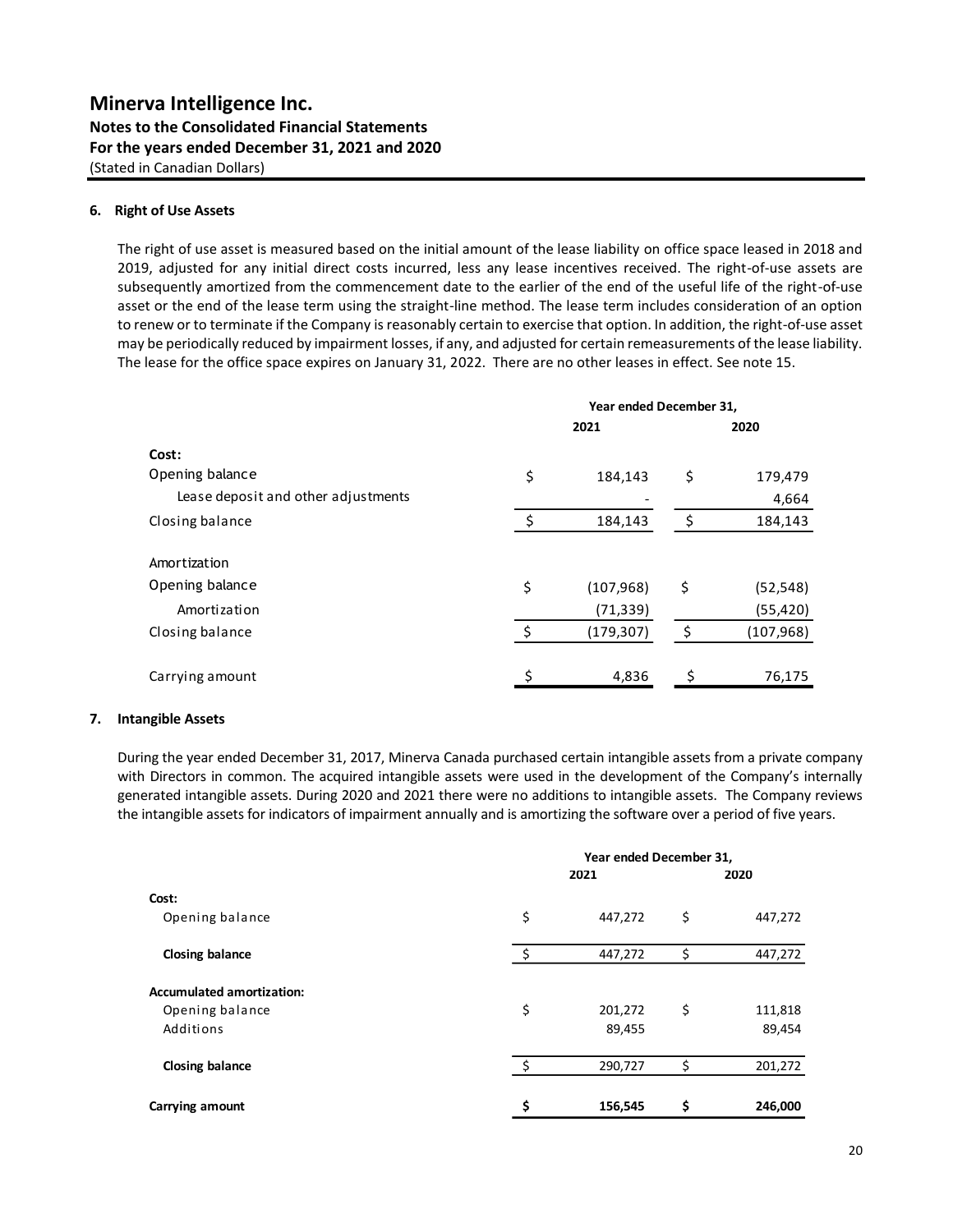## 6. Right of Use Assets

The right of use asset is measured based on the initial amount of the lease liability on office space leased in 2018 and 2019, adjusted for any initial direct costs incurred, less any lease incentives received. The right-of-use assets are subsequently amortized from the commencement date to the earlier of the end of the useful life of the right-of-use asset or the end of the lease term using the straight-line method. The lease term includes consideration of an option to renew or to terminate if the Company is reasonably certain to exercise that option. In addition, the right-of-use asset may be periodically reduced by impairment losses, if any, and adjusted for certain remeasurements of the lease liability. The lease for the office space expires on January 31, 2022. There are no other leases in effect. See note 15.

| | Year ended December 31, 2021 | Year ended December 31, 2020 |
|---|---|---|
| **Cost:** | | |
| Opening balance | $ 184,143 | $ 179,479 |
| Lease deposit and other adjustments | - | 4,664 |
| Closing balance | $ 184,143 | $ 184,143 |
| Amortization | | |
| Opening balance | $ (107,968) | $ (52,548) |
| Amortization | (71,339) | (55,420) |
| Closing balance | $ (179,307) | $ (107,968) |
| Carrying amount | $ 4,836 | $ 76,175 |

## 7. Intangible Assets

During the year ended December 31, 2017, Minerva Canada purchased certain intangible assets from a private company with Directors in common. The acquired intangible assets were used in the development of the Company's internally generated intangible assets. During 2020 and 2021 there were no additions to intangible assets. The Company reviews the intangible assets for indicators of impairment annually and is amortizing the software over a period of five years.

| | Year ended December 31, 2021 | Year ended December 31, 2020 |
|---|---|---|
| **Cost:** | | |
| Opening balance | $ 447,272 | $ 447,272 |
| **Closing balance** | $ 447,272 | $ 447,272 |
| **Accumulated amortization:** | | |
| Opening balance | $ 201,272 | $ 111,818 |
| Additions | 89,455 | 89,454 |
| **Closing balance** | $ 290,727 | $ 201,272 |
| **Carrying amount** | **$ 156,545** | **$ 246,000** |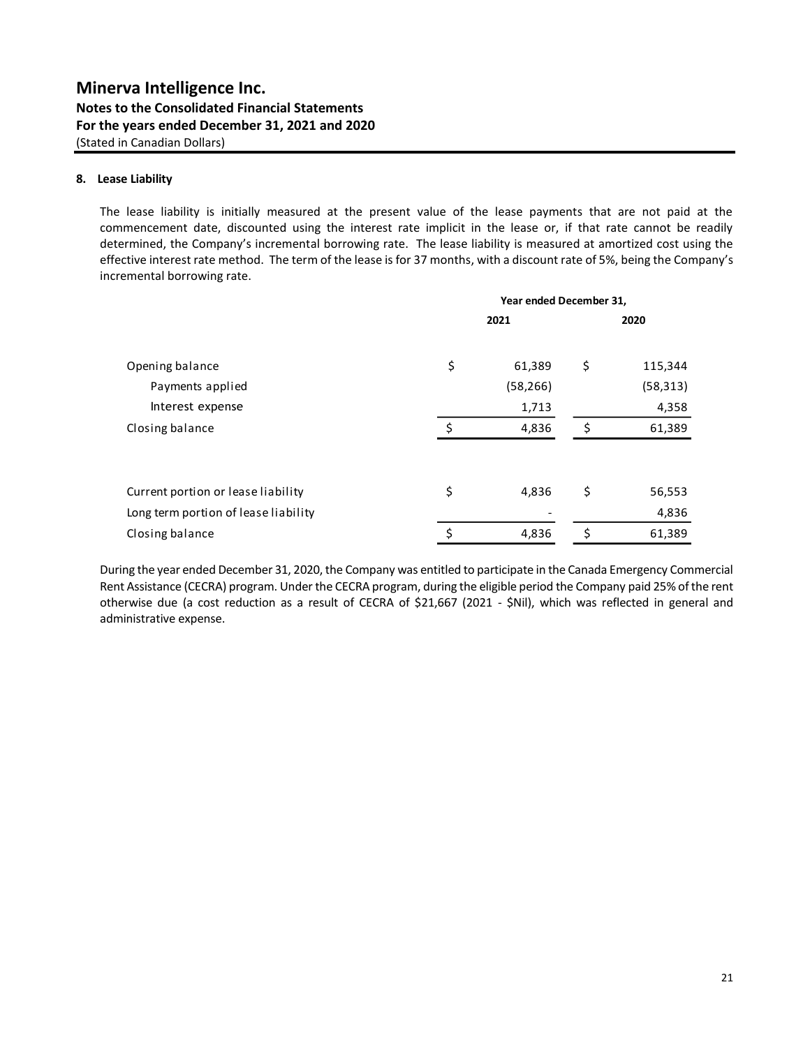## 8. Lease Liability

The lease liability is initially measured at the present value of the lease payments that are not paid at the commencement date, discounted using the interest rate implicit in the lease or, if that rate cannot be readily determined, the Company's incremental borrowing rate. The lease liability is measured at amortized cost using the effective interest rate method. The term of the lease is for 37 months, with a discount rate of 5%, being the Company's incremental borrowing rate.

| | Year ended December 31, 2021 | Year ended December 31, 2020 |
|---|---|---|
| Opening balance | $ 61,389 | $ 115,344 |
| Payments applied | (58,266) | (58,313) |
| Interest expense | 1,713 | 4,358 |
| Closing balance | $ 4,836 | $ 61,389 |
| | | |
| Current portion or lease liability | $ 4,836 | $ 56,553 |
| Long term portion of lease liability | - | 4,836 |
| Closing balance | $ 4,836 | $ 61,389 |

During the year ended December 31, 2020, the Company was entitled to participate in the Canada Emergency Commercial Rent Assistance (CECRA) program. Under the CECRA program, during the eligible period the Company paid 25% of the rent otherwise due (a cost reduction as a result of CECRA of $21,667 (2021 - $Nil), which was reflected in general and administrative expense.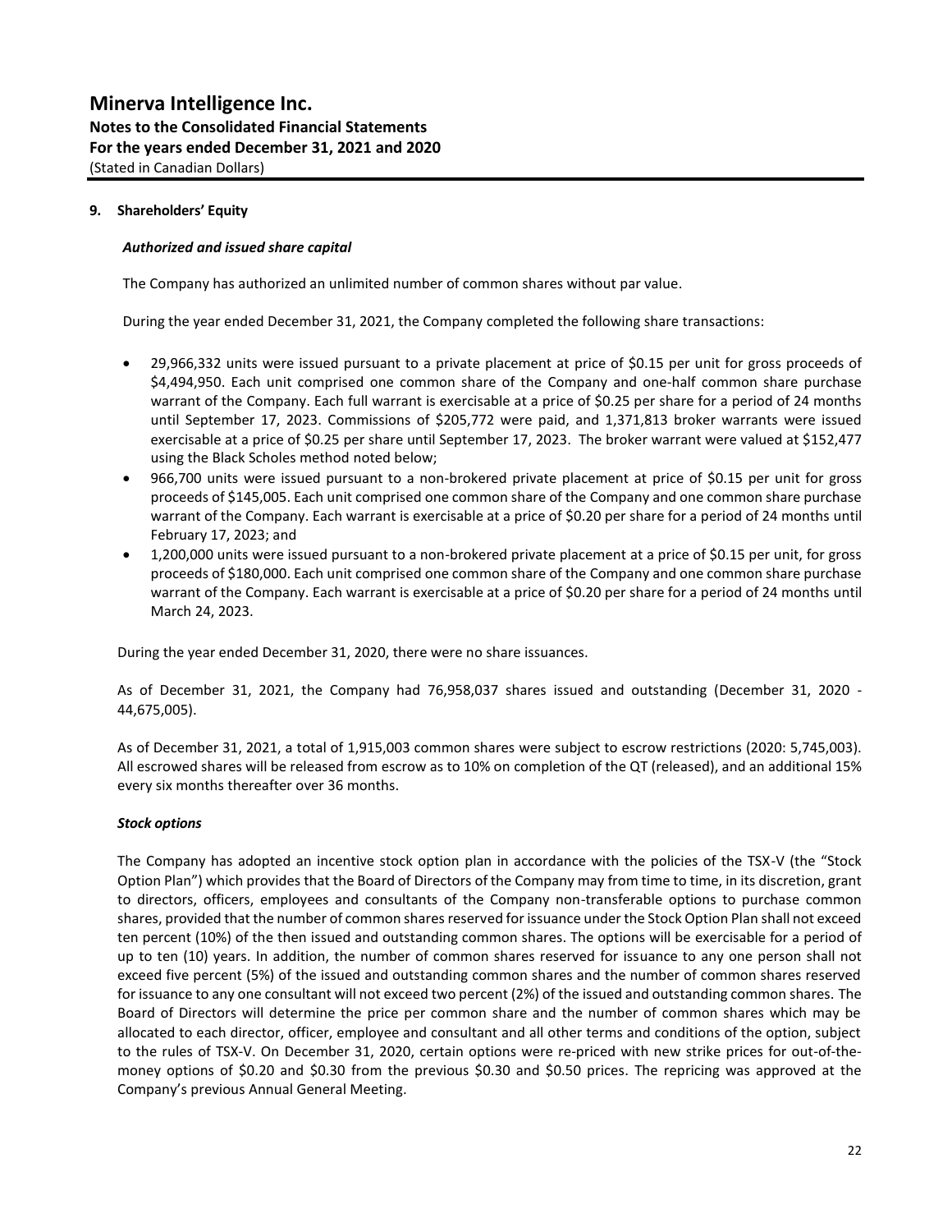# Minerva Intelligence Inc.

**Notes to the Consolidated Financial Statements**
**For the years ended December 31, 2021 and 2020**
(Stated in Canadian Dollars)

## 9. Shareholders' Equity

### *Authorized and issued share capital*

The Company has authorized an unlimited number of common shares without par value.

During the year ended December 31, 2021, the Company completed the following share transactions:

- 29,966,332 units were issued pursuant to a private placement at price of $0.15 per unit for gross proceeds of $4,494,950. Each unit comprised one common share of the Company and one-half common share purchase warrant of the Company. Each full warrant is exercisable at a price of $0.25 per share for a period of 24 months until September 17, 2023. Commissions of $205,772 were paid, and 1,371,813 broker warrants were issued exercisable at a price of $0.25 per share until September 17, 2023. The broker warrant were valued at $152,477 using the Black Scholes method noted below;
- 966,700 units were issued pursuant to a non-brokered private placement at price of $0.15 per unit for gross proceeds of $145,005. Each unit comprised one common share of the Company and one common share purchase warrant of the Company. Each warrant is exercisable at a price of $0.20 per share for a period of 24 months until February 17, 2023; and
- 1,200,000 units were issued pursuant to a non-brokered private placement at a price of $0.15 per unit, for gross proceeds of $180,000. Each unit comprised one common share of the Company and one common share purchase warrant of the Company. Each warrant is exercisable at a price of $0.20 per share for a period of 24 months until March 24, 2023.

During the year ended December 31, 2020, there were no share issuances.

As of December 31, 2021, the Company had 76,958,037 shares issued and outstanding (December 31, 2020 - 44,675,005).

As of December 31, 2021, a total of 1,915,003 common shares were subject to escrow restrictions (2020: 5,745,003). All escrowed shares will be released from escrow as to 10% on completion of the QT (released), and an additional 15% every six months thereafter over 36 months.

### *Stock options*

The Company has adopted an incentive stock option plan in accordance with the policies of the TSX-V (the "Stock Option Plan") which provides that the Board of Directors of the Company may from time to time, in its discretion, grant to directors, officers, employees and consultants of the Company non-transferable options to purchase common shares, provided that the number of common shares reserved for issuance under the Stock Option Plan shall not exceed ten percent (10%) of the then issued and outstanding common shares. The options will be exercisable for a period of up to ten (10) years. In addition, the number of common shares reserved for issuance to any one person shall not exceed five percent (5%) of the issued and outstanding common shares and the number of common shares reserved for issuance to any one consultant will not exceed two percent (2%) of the issued and outstanding common shares. The Board of Directors will determine the price per common share and the number of common shares which may be allocated to each director, officer, employee and consultant and all other terms and conditions of the option, subject to the rules of TSX-V. On December 31, 2020, certain options were re-priced with new strike prices for out-of-the-money options of $0.20 and $0.30 from the previous $0.30 and $0.50 prices. The repricing was approved at the Company's previous Annual General Meeting.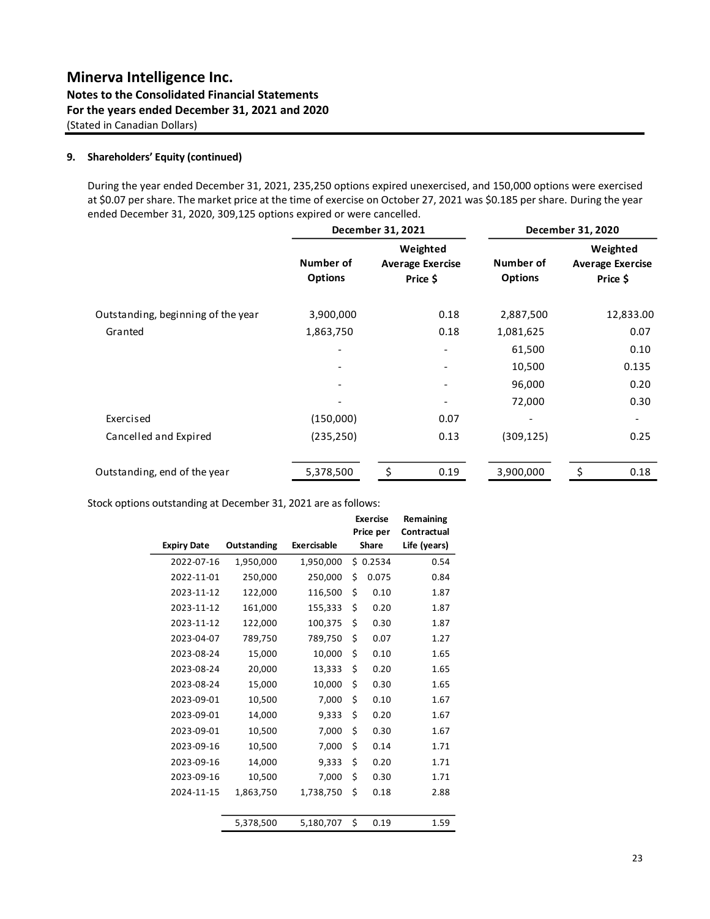# Minerva Intelligence Inc.
## Notes to the Consolidated Financial Statements
## For the years ended December 31, 2021 and 2020
(Stated in Canadian Dollars)

### 9. Shareholders' Equity (continued)

During the year ended December 31, 2021, 235,250 options expired unexercised, and 150,000 options were exercised at $0.07 per share. The market price at the time of exercise on October 27, 2021 was $0.185 per share. During the year ended December 31, 2020, 309,125 options expired or were cancelled.

| | December 31, 2021 | | December 31, 2020 | |
|---|---|---|---|---|
| | Number of Options | Weighted Average Exercise Price $ | Number of Options | Weighted Average Exercise Price $ |
| Outstanding, beginning of the year | 3,900,000 | 0.18 | 2,887,500 | 12,833.00 |
| Granted | 1,863,750 | 0.18 | 1,081,625 | 0.07 |
| | - | - | 61,500 | 0.10 |
| | - | - | 10,500 | 0.135 |
| | - | - | 96,000 | 0.20 |
| | - | - | 72,000 | 0.30 |
| Exercised | (150,000) | 0.07 | - | - |
| Cancelled and Expired | (235,250) | 0.13 | (309,125) | 0.25 |
| Outstanding, end of the year | 5,378,500 | $ 0.19 | 3,900,000 | $ 0.18 |

Stock options outstanding at December 31, 2021 are as follows:

| Expiry Date | Outstanding | Exercisable | Exercise Price per Share | Remaining Contractual Life (years) |
|---|---|---|---|---|
| 2022-07-16 | 1,950,000 | 1,950,000 | $ 0.2534 | 0.54 |
| 2022-11-01 | 250,000 | 250,000 | $ 0.075 | 0.84 |
| 2023-11-12 | 122,000 | 116,500 | $ 0.10 | 1.87 |
| 2023-11-12 | 161,000 | 155,333 | $ 0.20 | 1.87 |
| 2023-11-12 | 122,000 | 100,375 | $ 0.30 | 1.87 |
| 2023-04-07 | 789,750 | 789,750 | $ 0.07 | 1.27 |
| 2023-08-24 | 15,000 | 10,000 | $ 0.10 | 1.65 |
| 2023-08-24 | 20,000 | 13,333 | $ 0.20 | 1.65 |
| 2023-08-24 | 15,000 | 10,000 | $ 0.30 | 1.65 |
| 2023-09-01 | 10,500 | 7,000 | $ 0.10 | 1.67 |
| 2023-09-01 | 14,000 | 9,333 | $ 0.20 | 1.67 |
| 2023-09-01 | 10,500 | 7,000 | $ 0.30 | 1.67 |
| 2023-09-16 | 10,500 | 7,000 | $ 0.14 | 1.71 |
| 2023-09-16 | 14,000 | 9,333 | $ 0.20 | 1.71 |
| 2023-09-16 | 10,500 | 7,000 | $ 0.30 | 1.71 |
| 2024-11-15 | 1,863,750 | 1,738,750 | $ 0.18 | 2.88 |
| | 5,378,500 | 5,180,707 | $ 0.19 | 1.59 |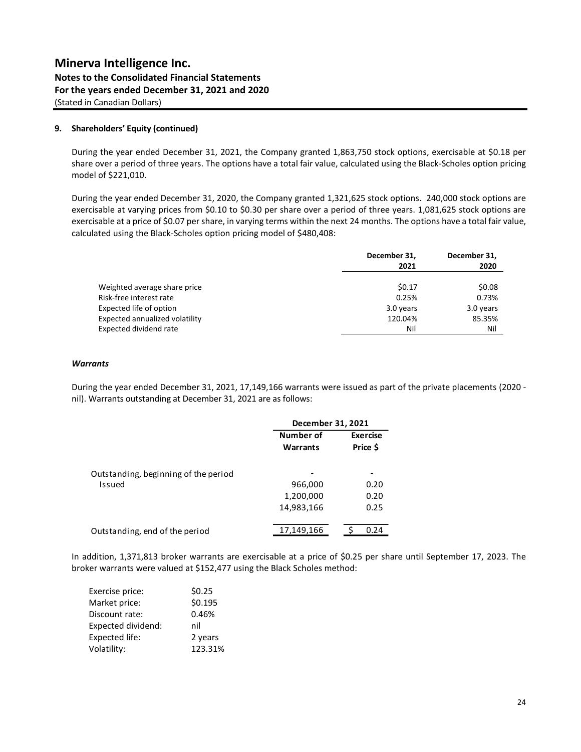**9. Shareholders' Equity (continued)**

During the year ended December 31, 2021, the Company granted 1,863,750 stock options, exercisable at $0.18 per share over a period of three years. The options have a total fair value, calculated using the Black-Scholes option pricing model of $221,010.

During the year ended December 31, 2020, the Company granted 1,321,625 stock options. 240,000 stock options are exercisable at varying prices from $0.10 to $0.30 per share over a period of three years. 1,081,625 stock options are exercisable at a price of $0.07 per share, in varying terms within the next 24 months. The options have a total fair value, calculated using the Black-Scholes option pricing model of $480,408:

| | December 31, 2021 | December 31, 2020 |
|---|---|---|
| Weighted average share price | $0.17 | $0.08 |
| Risk-free interest rate | 0.25% | 0.73% |
| Expected life of option | 3.0 years | 3.0 years |
| Expected annualized volatility | 120.04% | 85.35% |
| Expected dividend rate | Nil | Nil |

***Warrants***

During the year ended December 31, 2021, 17,149,166 warrants were issued as part of the private placements (2020 - nil). Warrants outstanding at December 31, 2021 are as follows:

| | December 31, 2021 | |
|---|---|---|
| | Number of Warrants | Exercise Price $ |
| Outstanding, beginning of the period | - | - |
| Issued | 966,000 | 0.20 |
| | 1,200,000 | 0.20 |
| | 14,983,166 | 0.25 |
| Outstanding, end of the period | 17,149,166 | $ 0.24 |

In addition, 1,371,813 broker warrants are exercisable at a price of $0.25 per share until September 17, 2023. The broker warrants were valued at $152,477 using the Black Scholes method:

| | |
|---|---|
| Exercise price: | $0.25 |
| Market price: | $0.195 |
| Discount rate: | 0.46% |
| Expected dividend: | nil |
| Expected life: | 2 years |
| Volatility: | 123.31% |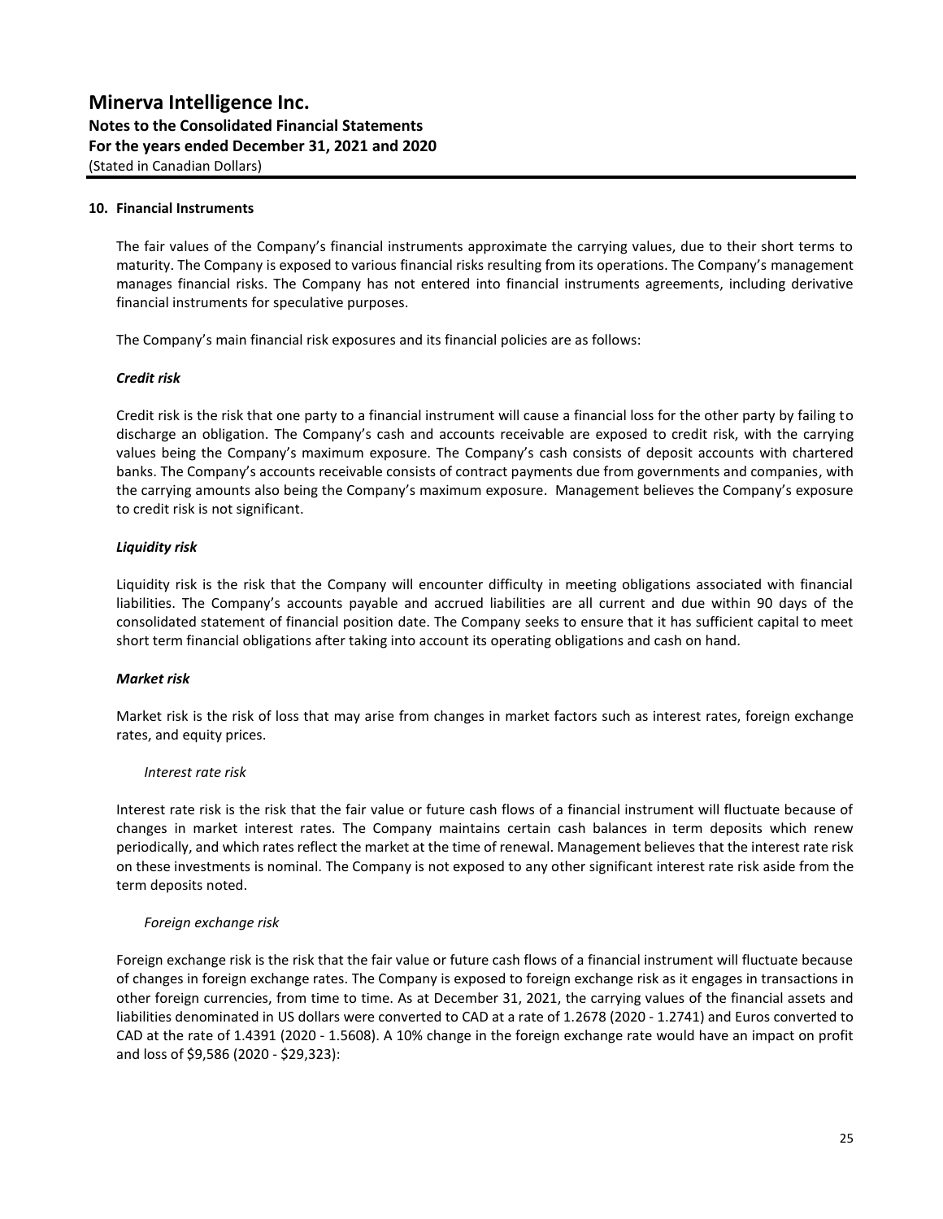## 10. Financial Instruments

The fair values of the Company's financial instruments approximate the carrying values, due to their short terms to maturity. The Company is exposed to various financial risks resulting from its operations. The Company's management manages financial risks. The Company has not entered into financial instruments agreements, including derivative financial instruments for speculative purposes.

The Company's main financial risk exposures and its financial policies are as follows:

### *Credit risk*

Credit risk is the risk that one party to a financial instrument will cause a financial loss for the other party by failing to discharge an obligation. The Company's cash and accounts receivable are exposed to credit risk, with the carrying values being the Company's maximum exposure. The Company's cash consists of deposit accounts with chartered banks. The Company's accounts receivable consists of contract payments due from governments and companies, with the carrying amounts also being the Company's maximum exposure. Management believes the Company's exposure to credit risk is not significant.

### *Liquidity risk*

Liquidity risk is the risk that the Company will encounter difficulty in meeting obligations associated with financial liabilities. The Company's accounts payable and accrued liabilities are all current and due within 90 days of the consolidated statement of financial position date. The Company seeks to ensure that it has sufficient capital to meet short term financial obligations after taking into account its operating obligations and cash on hand.

### *Market risk*

Market risk is the risk of loss that may arise from changes in market factors such as interest rates, foreign exchange rates, and equity prices.

#### *Interest rate risk*

Interest rate risk is the risk that the fair value or future cash flows of a financial instrument will fluctuate because of changes in market interest rates. The Company maintains certain cash balances in term deposits which renew periodically, and which rates reflect the market at the time of renewal. Management believes that the interest rate risk on these investments is nominal. The Company is not exposed to any other significant interest rate risk aside from the term deposits noted.

#### *Foreign exchange risk*

Foreign exchange risk is the risk that the fair value or future cash flows of a financial instrument will fluctuate because of changes in foreign exchange rates. The Company is exposed to foreign exchange risk as it engages in transactions in other foreign currencies, from time to time. As at December 31, 2021, the carrying values of the financial assets and liabilities denominated in US dollars were converted to CAD at a rate of 1.2678 (2020 - 1.2741) and Euros converted to CAD at the rate of 1.4391 (2020 - 1.5608). A 10% change in the foreign exchange rate would have an impact on profit and loss of $9,586 (2020 - $29,323):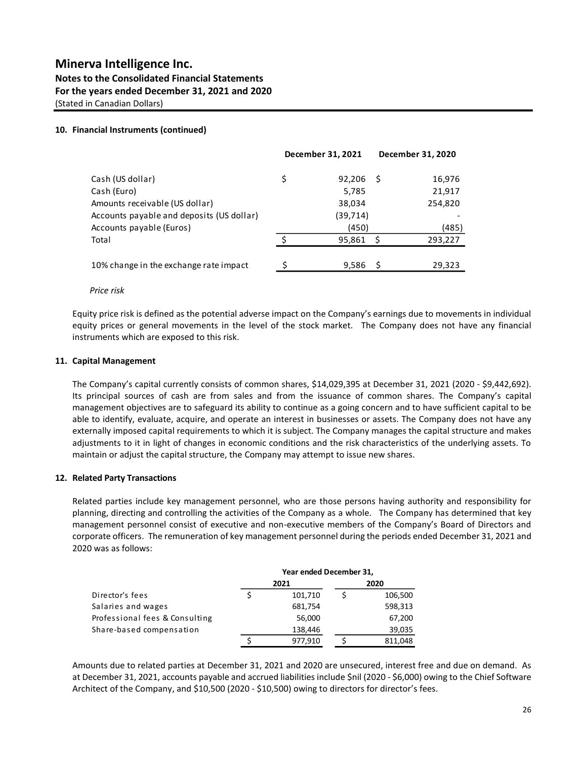## Minerva Intelligence Inc.
### Notes to the Consolidated Financial Statements
### For the years ended December 31, 2021 and 2020
(Stated in Canadian Dollars)

**10. Financial Instruments (continued)**

| | December 31, 2021 | December 31, 2020 |
|---|---|---|
| Cash (US dollar) | $ 92,206 | $ 16,976 |
| Cash (Euro) | 5,785 | 21,917 |
| Amounts receivable (US dollar) | 38,034 | 254,820 |
| Accounts payable and deposits (US dollar) | (39,714) | - |
| Accounts payable (Euros) | (450) | (485) |
| Total | $ 95,861 | $ 293,227 |
| | | |
| 10% change in the exchange rate impact | $ 9,586 | $ 29,323 |

*Price risk*

Equity price risk is defined as the potential adverse impact on the Company's earnings due to movements in individual equity prices or general movements in the level of the stock market. The Company does not have any financial instruments which are exposed to this risk.

**11. Capital Management**

The Company's capital currently consists of common shares, $14,029,395 at December 31, 2021 (2020 - $9,442,692). Its principal sources of cash are from sales and from the issuance of common shares. The Company's capital management objectives are to safeguard its ability to continue as a going concern and to have sufficient capital to be able to identify, evaluate, acquire, and operate an interest in businesses or assets. The Company does not have any externally imposed capital requirements to which it is subject. The Company manages the capital structure and makes adjustments to it in light of changes in economic conditions and the risk characteristics of the underlying assets. To maintain or adjust the capital structure, the Company may attempt to issue new shares.

**12. Related Party Transactions**

Related parties include key management personnel, who are those persons having authority and responsibility for planning, directing and controlling the activities of the Company as a whole. The Company has determined that key management personnel consist of executive and non-executive members of the Company's Board of Directors and corporate officers. The remuneration of key management personnel during the periods ended December 31, 2021 and 2020 was as follows:

| | Year ended December 31, | |
|---|---|---|
| | 2021 | 2020 |
| Director's fees | $ 101,710 | $ 106,500 |
| Salaries and wages | 681,754 | 598,313 |
| Professional fees & Consulting | 56,000 | 67,200 |
| Share-based compensation | 138,446 | 39,035 |
| | $ 977,910 | $ 811,048 |

Amounts due to related parties at December 31, 2021 and 2020 are unsecured, interest free and due on demand. As at December 31, 2021, accounts payable and accrued liabilities include $nil (2020 - $6,000) owing to the Chief Software Architect of the Company, and $10,500 (2020 - $10,500) owing to directors for director's fees.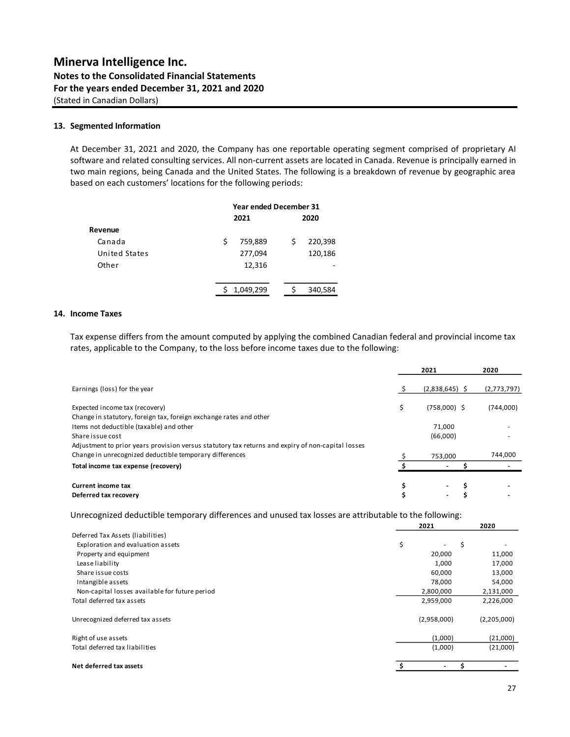# Minerva Intelligence Inc.
## Notes to the Consolidated Financial Statements
## For the years ended December 31, 2021 and 2020
(Stated in Canadian Dollars)

### 13. Segmented Information

At December 31, 2021 and 2020, the Company has one reportable operating segment comprised of proprietary AI software and related consulting services. All non-current assets are located in Canada. Revenue is principally earned in two main regions, being Canada and the United States. The following is a breakdown of revenue by geographic area based on each customers' locations for the following periods:

| | Year ended December 31 | |
|---|---|---|
| | 2021 | 2020 |
| **Revenue** | | |
| Canada | $ 759,889 | $ 220,398 |
| United States | 277,094 | 120,186 |
| Other | 12,316 | - |
| | $ 1,049,299 | $ 340,584 |

### 14. Income Taxes

Tax expense differs from the amount computed by applying the combined Canadian federal and provincial income tax rates, applicable to the Company, to the loss before income taxes due to the following:

| | 2021 | 2020 |
|---|---|---|
| Earnings (loss) for the year | $ (2,838,645) | $ (2,773,797) |
| Expected income tax (recovery) | $ (758,000) | $ (744,000) |
| Change in statutory, foreign tax, foreign exchange rates and other | | |
| Items not deductible (taxable) and other | 71,000 | - |
| Share issue cost | (66,000) | - |
| Adjustment to prior years provision versus statutory tax returns and expiry of non-capital losses | | |
| Change in unrecognized deductible temporary differences | $ 753,000 | 744,000 |
| **Total income tax expense (recovery)** | **$ -** | **$ -** |
| **Current income tax** | **$ -** | **$ -** |
| **Deferred tax recovery** | **$ -** | **$ -** |

Unrecognized deductible temporary differences and unused tax losses are attributable to the following:

| | 2021 | 2020 |
|---|---|---|
| Deferred Tax Assets (liabilities) | | |
| Exploration and evaluation assets | $ - | $ - |
| Property and equipment | 20,000 | 11,000 |
| Lease liability | 1,000 | 17,000 |
| Share issue costs | 60,000 | 13,000 |
| Intangible assets | 78,000 | 54,000 |
| Non-capital losses available for future period | 2,800,000 | 2,131,000 |
| Total deferred tax assets | 2,959,000 | 2,226,000 |
| Unrecognized deferred tax assets | (2,958,000) | (2,205,000) |
| Right of use assets | (1,000) | (21,000) |
| Total deferred tax liabilities | (1,000) | (21,000) |
| **Net deferred tax assets** | **$ -** | **$ -** |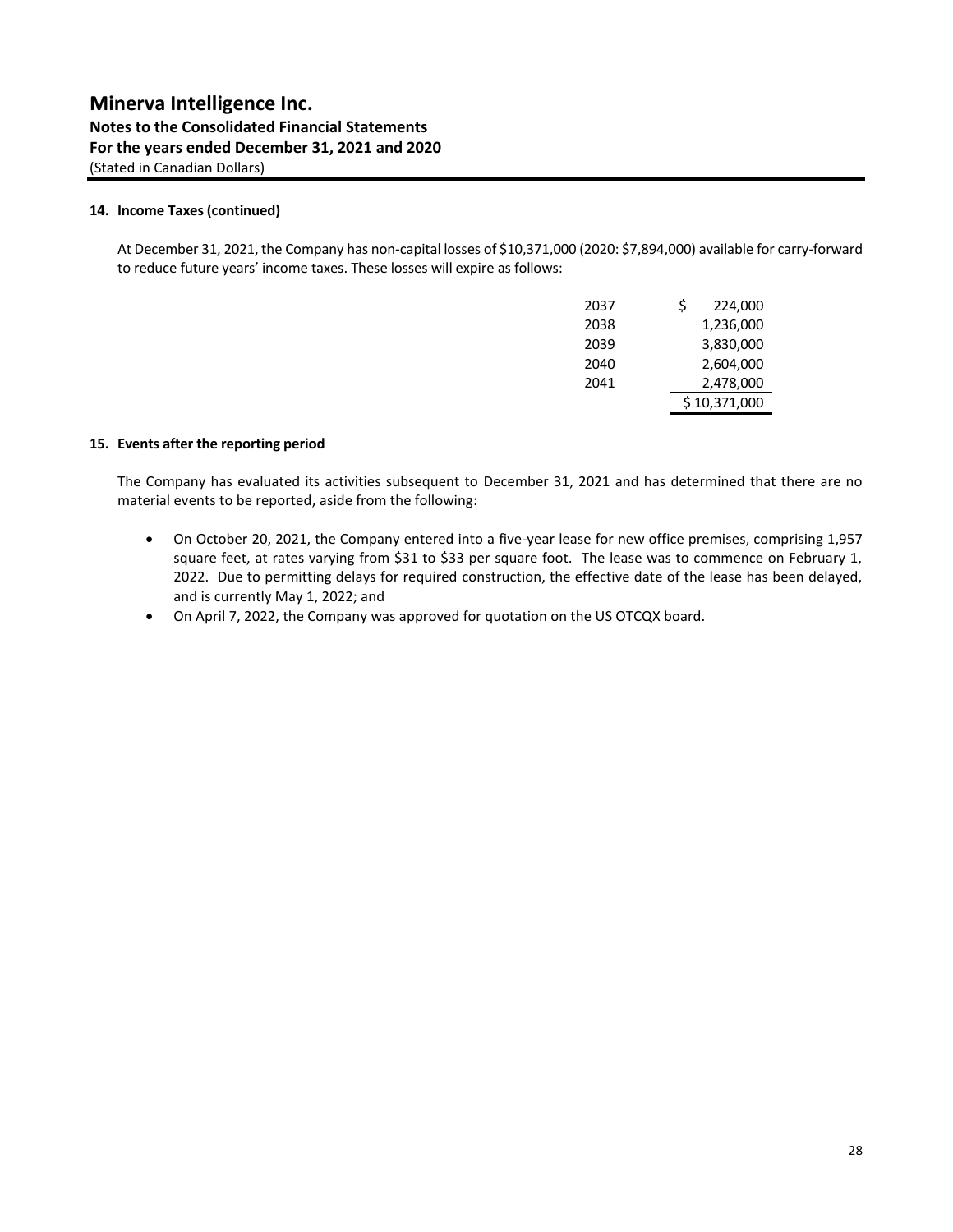# Minerva Intelligence Inc.

**Notes to the Consolidated Financial Statements**
**For the years ended December 31, 2021 and 2020**
(Stated in Canadian Dollars)

### 14. Income Taxes (continued)

At December 31, 2021, the Company has non-capital losses of $10,371,000 (2020: $7,894,000) available for carry-forward to reduce future years' income taxes. These losses will expire as follows:

| | |
|---|---|
| 2037 | $ 224,000 |
| 2038 | 1,236,000 |
| 2039 | 3,830,000 |
| 2040 | 2,604,000 |
| 2041 | 2,478,000 |
| | $ 10,371,000 |

### 15. Events after the reporting period

The Company has evaluated its activities subsequent to December 31, 2021 and has determined that there are no material events to be reported, aside from the following:

- On October 20, 2021, the Company entered into a five-year lease for new office premises, comprising 1,957 square feet, at rates varying from $31 to $33 per square foot. The lease was to commence on February 1, 2022. Due to permitting delays for required construction, the effective date of the lease has been delayed, and is currently May 1, 2022; and
- On April 7, 2022, the Company was approved for quotation on the US OTCQX board.